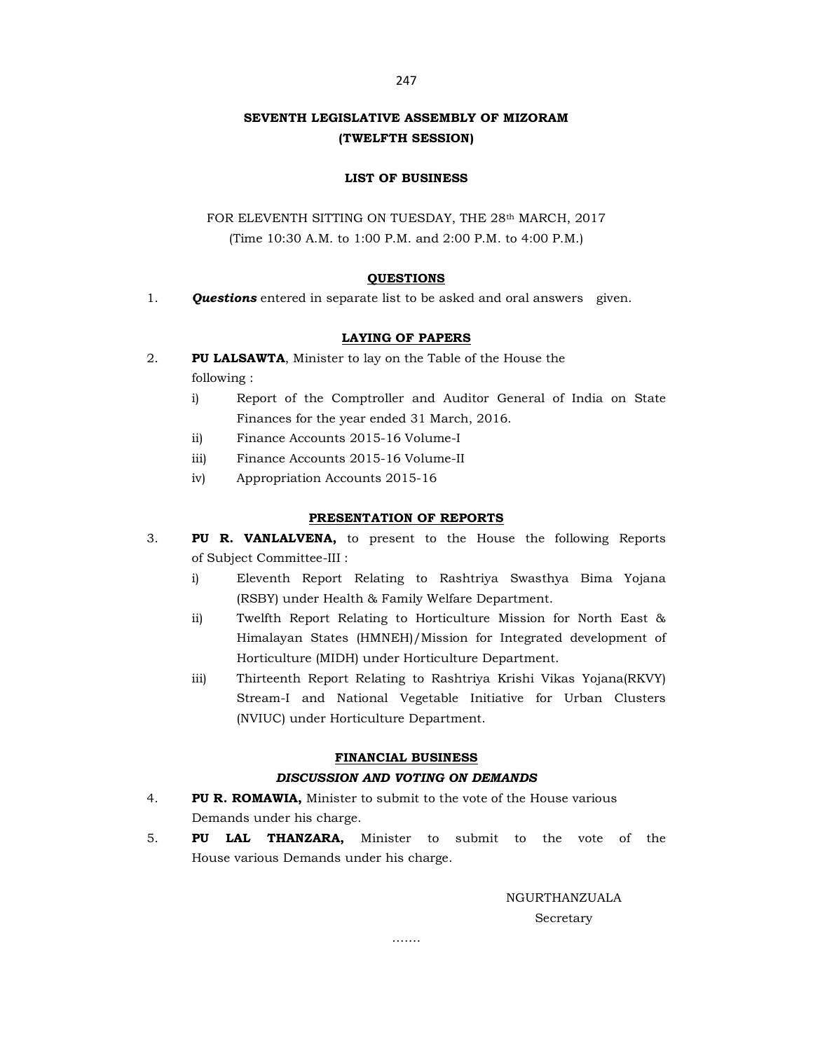# SEVENTH LEGISLATIVE ASSEMBLY OF MIZORAM
## (TWELFTH SESSION)

### LIST OF BUSINESS

FOR ELEVENTH SITTING ON TUESDAY, THE 28th MARCH, 2017
(Time 10:30 A.M. to 1:00 P.M. and 2:00 P.M. to 4:00 P.M.)

#### QUESTIONS

1. ***Questions*** entered in separate list to be asked and oral answers given.

#### LAYING OF PAPERS

2. **PU LALSAWTA**, Minister to lay on the Table of the House the following :
   - i) Report of the Comptroller and Auditor General of India on State Finances for the year ended 31 March, 2016.
   - ii) Finance Accounts 2015-16 Volume-I
   - iii) Finance Accounts 2015-16 Volume-II
   - iv) Appropriation Accounts 2015-16

#### PRESENTATION OF REPORTS

3. **PU R. VANLALVENA,** to present to the House the following Reports of Subject Committee-III :
   - i) Eleventh Report Relating to Rashtriya Swasthya Bima Yojana (RSBY) under Health & Family Welfare Department.
   - ii) Twelfth Report Relating to Horticulture Mission for North East & Himalayan States (HMNEH)/Mission for Integrated development of Horticulture (MIDH) under Horticulture Department.
   - iii) Thirteenth Report Relating to Rashtriya Krishi Vikas Yojana(RKVY) Stream-I and National Vegetable Initiative for Urban Clusters (NVIUC) under Horticulture Department.

#### FINANCIAL BUSINESS

***DISCUSSION AND VOTING ON DEMANDS***

4. **PU R. ROMAWIA,** Minister to submit to the vote of the House various Demands under his charge.
5. **PU LAL THANZARA,** Minister to submit to the vote of the House various Demands under his charge.

NGURTHANZUALA
Secretary

…….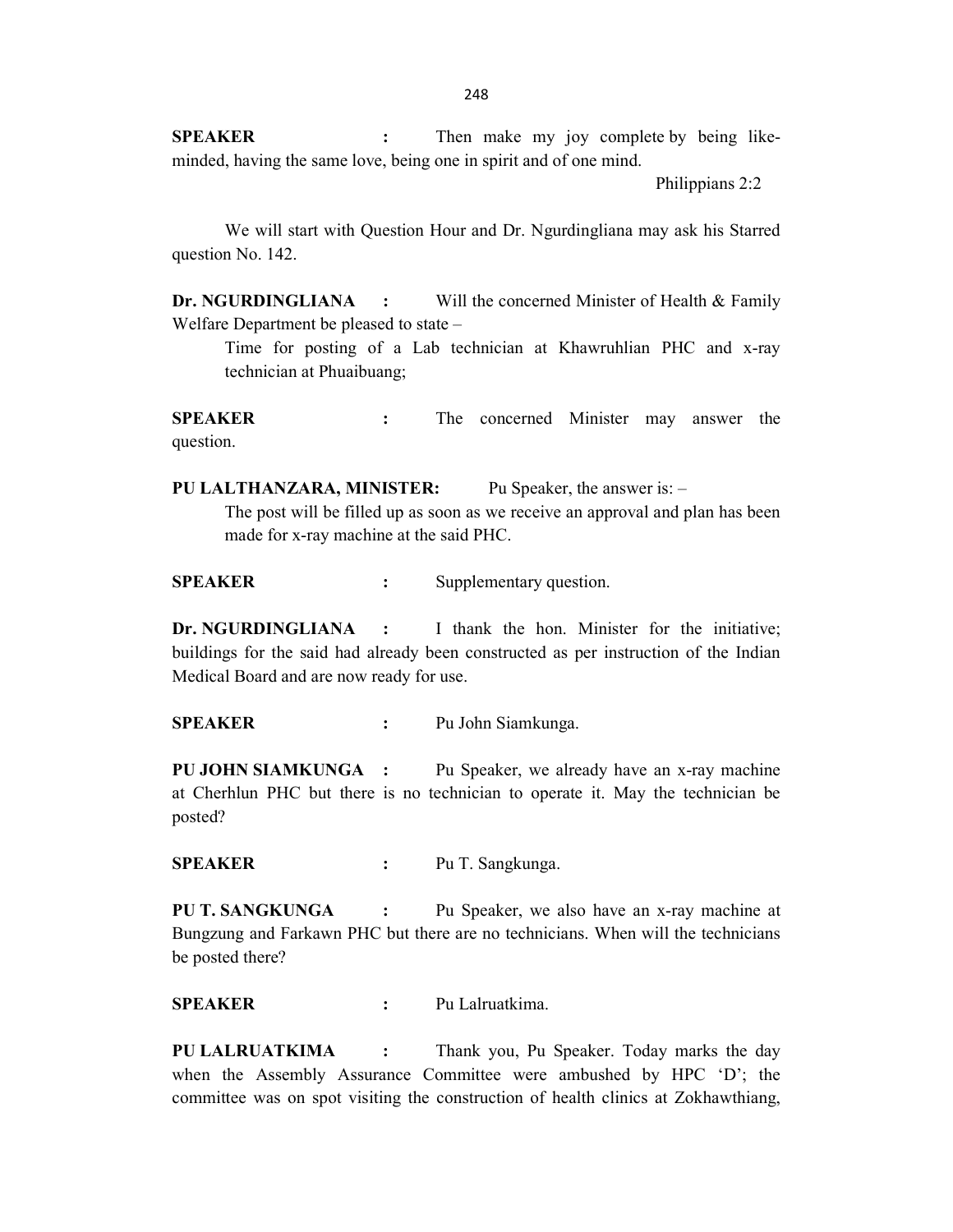**SPEAKER** : Then make my joy complete by being like-minded, having the same love, being one in spirit and of one mind.

Philippians 2:2

We will start with Question Hour and Dr. Ngurdingliana may ask his Starred question No. 142.

**Dr. NGURDINGLIANA** : Will the concerned Minister of Health & Family Welfare Department be pleased to state –

Time for posting of a Lab technician at Khawruhlian PHC and x-ray technician at Phuaibuang;

**SPEAKER** : The concerned Minister may answer the question.

**PU LALTHANZARA, MINISTER:** Pu Speaker, the answer is: –

The post will be filled up as soon as we receive an approval and plan has been made for x-ray machine at the said PHC.

**SPEAKER** : Supplementary question.

**Dr. NGURDINGLIANA** : I thank the hon. Minister for the initiative; buildings for the said had already been constructed as per instruction of the Indian Medical Board and are now ready for use.

**SPEAKER** : Pu John Siamkunga.

**PU JOHN SIAMKUNGA** : Pu Speaker, we already have an x-ray machine at Cherhlun PHC but there is no technician to operate it. May the technician be posted?

**SPEAKER** : Pu T. Sangkunga.

**PU T. SANGKUNGA** : Pu Speaker, we also have an x-ray machine at Bungzung and Farkawn PHC but there are no technicians. When will the technicians be posted there?

**SPEAKER** : Pu Lalruatkima.

**PU LALRUATKIMA** : Thank you, Pu Speaker. Today marks the day when the Assembly Assurance Committee were ambushed by HPC 'D'; the committee was on spot visiting the construction of health clinics at Zokhawthiang,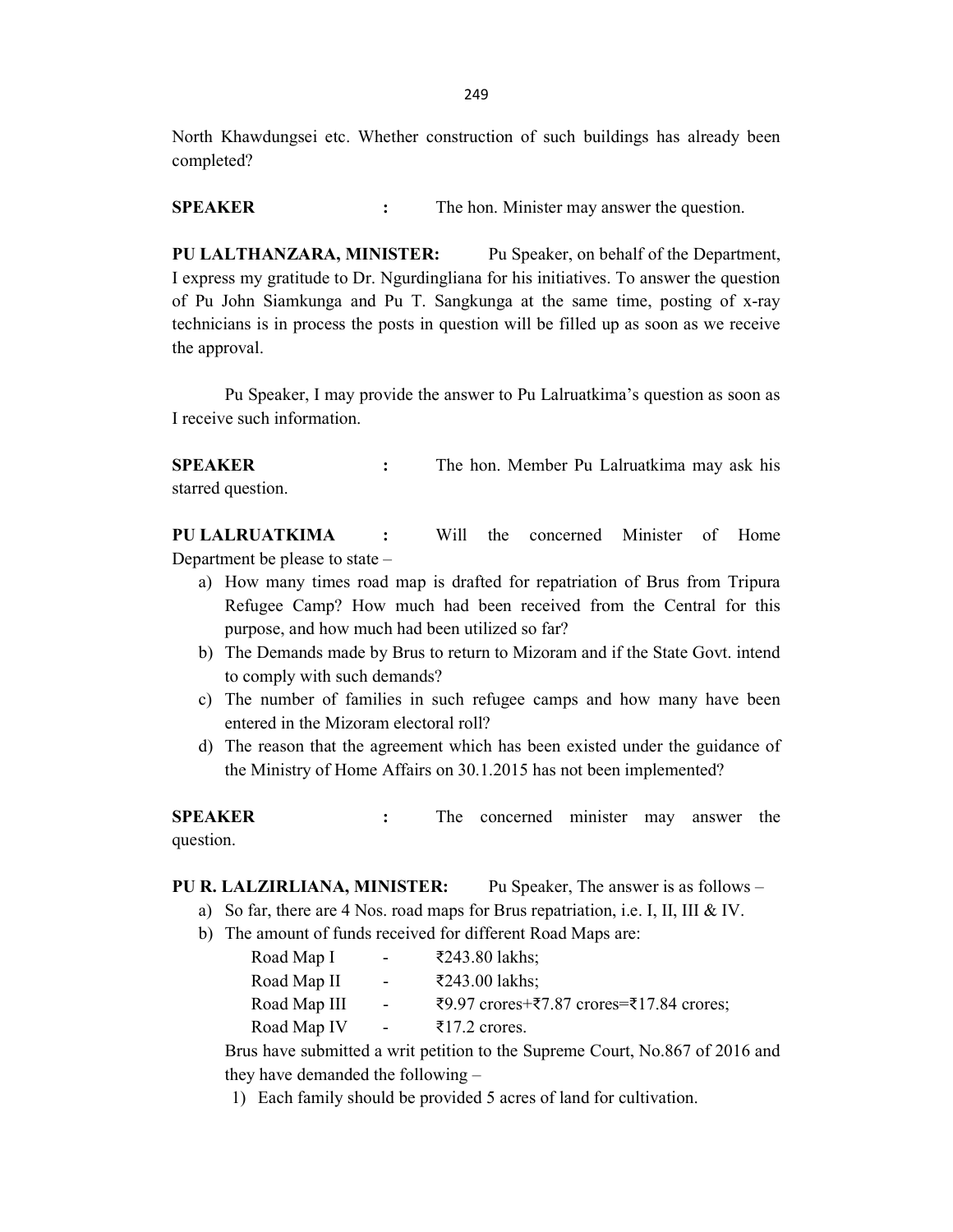North Khawdungsei etc. Whether construction of such buildings has already been completed?

**SPEAKER** : The hon. Minister may answer the question.

**PU LALTHANZARA, MINISTER:** Pu Speaker, on behalf of the Department, I express my gratitude to Dr. Ngurdingliana for his initiatives. To answer the question of Pu John Siamkunga and Pu T. Sangkunga at the same time, posting of x-ray technicians is in process the posts in question will be filled up as soon as we receive the approval.

Pu Speaker, I may provide the answer to Pu Lalruatkima's question as soon as I receive such information.

**SPEAKER** : The hon. Member Pu Lalruatkima may ask his starred question.

**PU LALRUATKIMA** : Will the concerned Minister of Home Department be please to state –

a) How many times road map is drafted for repatriation of Brus from Tripura Refugee Camp? How much had been received from the Central for this purpose, and how much had been utilized so far?
b) The Demands made by Brus to return to Mizoram and if the State Govt. intend to comply with such demands?
c) The number of families in such refugee camps and how many have been entered in the Mizoram electoral roll?
d) The reason that the agreement which has been existed under the guidance of the Ministry of Home Affairs on 30.1.2015 has not been implemented?

**SPEAKER** : The concerned minister may answer the question.

**PU R. LALZIRLIANA, MINISTER:** Pu Speaker, The answer is as follows –

a) So far, there are 4 Nos. road maps for Brus repatriation, i.e. I, II, III & IV.
b) The amount of funds received for different Road Maps are:

   Road Map I - ₹243.80 lakhs;
   Road Map II - ₹243.00 lakhs;
   Road Map III - ₹9.97 crores+₹7.87 crores=₹17.84 crores;
   Road Map IV - ₹17.2 crores.

   Brus have submitted a writ petition to the Supreme Court, No.867 of 2016 and they have demanded the following –

   1) Each family should be provided 5 acres of land for cultivation.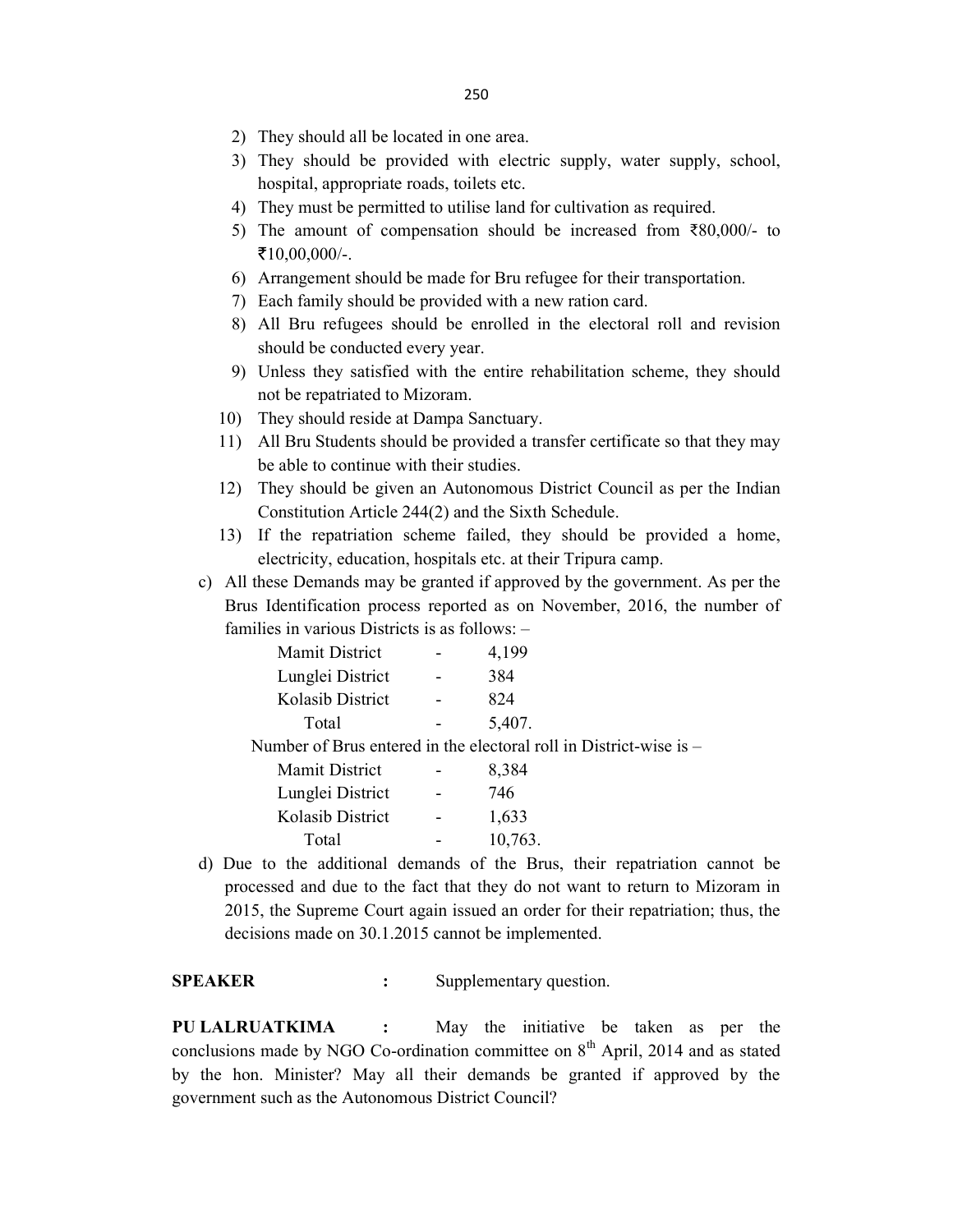2) They should all be located in one area.
3) They should be provided with electric supply, water supply, school, hospital, appropriate roads, toilets etc.
4) They must be permitted to utilise land for cultivation as required.
5) The amount of compensation should be increased from ₹80,000/- to ₹10,00,000/-.
6) Arrangement should be made for Bru refugee for their transportation.
7) Each family should be provided with a new ration card.
8) All Bru refugees should be enrolled in the electoral roll and revision should be conducted every year.
9) Unless they satisfied with the entire rehabilitation scheme, they should not be repatriated to Mizoram.
10) They should reside at Dampa Sanctuary.
11) All Bru Students should be provided a transfer certificate so that they may be able to continue with their studies.
12) They should be given an Autonomous District Council as per the Indian Constitution Article 244(2) and the Sixth Schedule.
13) If the repatriation scheme failed, they should be provided a home, electricity, education, hospitals etc. at their Tripura camp.

c) All these Demands may be granted if approved by the government. As per the Brus Identification process reported as on November, 2016, the number of families in various Districts is as follows: –

| | | |
|---|---|---|
| Mamit District | - | 4,199 |
| Lunglei District | - | 384 |
| Kolasib District | - | 824 |
| Total | - | 5,407. |

Number of Brus entered in the electoral roll in District-wise is –

| | | |
|---|---|---|
| Mamit District | - | 8,384 |
| Lunglei District | - | 746 |
| Kolasib District | - | 1,633 |
| Total | - | 10,763. |

d) Due to the additional demands of the Brus, their repatriation cannot be processed and due to the fact that they do not want to return to Mizoram in 2015, the Supreme Court again issued an order for their repatriation; thus, the decisions made on 30.1.2015 cannot be implemented.

**SPEAKER** : Supplementary question.

**PU LALRUATKIMA** : May the initiative be taken as per the conclusions made by NGO Co-ordination committee on 8th April, 2014 and as stated by the hon. Minister? May all their demands be granted if approved by the government such as the Autonomous District Council?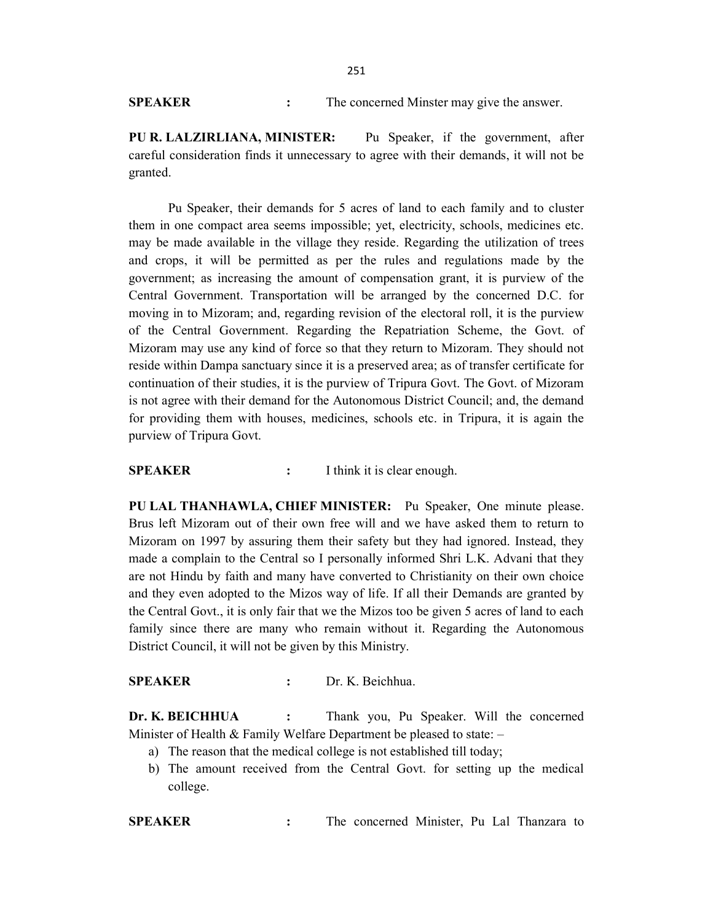**SPEAKER** : The concerned Minster may give the answer.

**PU R. LALZIRLIANA, MINISTER:** Pu Speaker, if the government, after careful consideration finds it unnecessary to agree with their demands, it will not be granted.

Pu Speaker, their demands for 5 acres of land to each family and to cluster them in one compact area seems impossible; yet, electricity, schools, medicines etc. may be made available in the village they reside. Regarding the utilization of trees and crops, it will be permitted as per the rules and regulations made by the government; as increasing the amount of compensation grant, it is purview of the Central Government. Transportation will be arranged by the concerned D.C. for moving in to Mizoram; and, regarding revision of the electoral roll, it is the purview of the Central Government. Regarding the Repatriation Scheme, the Govt. of Mizoram may use any kind of force so that they return to Mizoram. They should not reside within Dampa sanctuary since it is a preserved area; as of transfer certificate for continuation of their studies, it is the purview of Tripura Govt. The Govt. of Mizoram is not agree with their demand for the Autonomous District Council; and, the demand for providing them with houses, medicines, schools etc. in Tripura, it is again the purview of Tripura Govt.

**SPEAKER** : I think it is clear enough.

**PU LAL THANHAWLA, CHIEF MINISTER:** Pu Speaker, One minute please. Brus left Mizoram out of their own free will and we have asked them to return to Mizoram on 1997 by assuring them their safety but they had ignored. Instead, they made a complain to the Central so I personally informed Shri L.K. Advani that they are not Hindu by faith and many have converted to Christianity on their own choice and they even adopted to the Mizos way of life. If all their Demands are granted by the Central Govt., it is only fair that we the Mizos too be given 5 acres of land to each family since there are many who remain without it. Regarding the Autonomous District Council, it will not be given by this Ministry.

**SPEAKER** : Dr. K. Beichhua.

**Dr. K. BEICHHUA** : Thank you, Pu Speaker. Will the concerned Minister of Health & Family Welfare Department be pleased to state: –

a) The reason that the medical college is not established till today;
b) The amount received from the Central Govt. for setting up the medical college.

**SPEAKER** : The concerned Minister, Pu Lal Thanzara to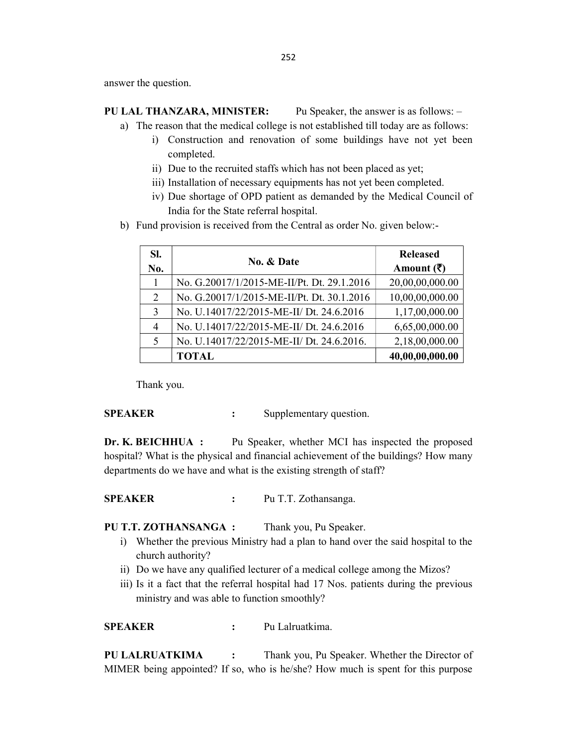answer the question.

**PU LAL THANZARA, MINISTER:** Pu Speaker, the answer is as follows: –

a) The reason that the medical college is not established till today are as follows:
   i) Construction and renovation of some buildings have not yet been completed.
   ii) Due to the recruited staffs which has not been placed as yet;
   iii) Installation of necessary equipments has not yet been completed.
   iv) Due shortage of OPD patient as demanded by the Medical Council of India for the State referral hospital.

b) Fund provision is received from the Central as order No. given below:-

| Sl. No. | No. & Date | Released Amount (₹) |
|---|---|---|
| 1 | No. G.20017/1/2015-ME-II/Pt. Dt. 29.1.2016 | 20,00,00,000.00 |
| 2 | No. G.20017/1/2015-ME-II/Pt. Dt. 30.1.2016 | 10,00,00,000.00 |
| 3 | No. U.14017/22/2015-ME-II/ Dt. 24.6.2016 | 1,17,00,000.00 |
| 4 | No. U.14017/22/2015-ME-II/ Dt. 24.6.2016 | 6,65,00,000.00 |
| 5 | No. U.14017/22/2015-ME-II/ Dt. 24.6.2016. | 2,18,00,000.00 |
| | **TOTAL** | **40,00,00,000.00** |

Thank you.

**SPEAKER :** Supplementary question.

**Dr. K. BEICHHUA :** Pu Speaker, whether MCI has inspected the proposed hospital? What is the physical and financial achievement of the buildings? How many departments do we have and what is the existing strength of staff?

**SPEAKER :** Pu T.T. Zothansanga.

**PU T.T. ZOTHANSANGA :** Thank you, Pu Speaker.

i) Whether the previous Ministry had a plan to hand over the said hospital to the church authority?
ii) Do we have any qualified lecturer of a medical college among the Mizos?
iii) Is it a fact that the referral hospital had 17 Nos. patients during the previous ministry and was able to function smoothly?

**SPEAKER :** Pu Lalruatkima.

**PU LALRUATKIMA :** Thank you, Pu Speaker. Whether the Director of MIMER being appointed? If so, who is he/she? How much is spent for this purpose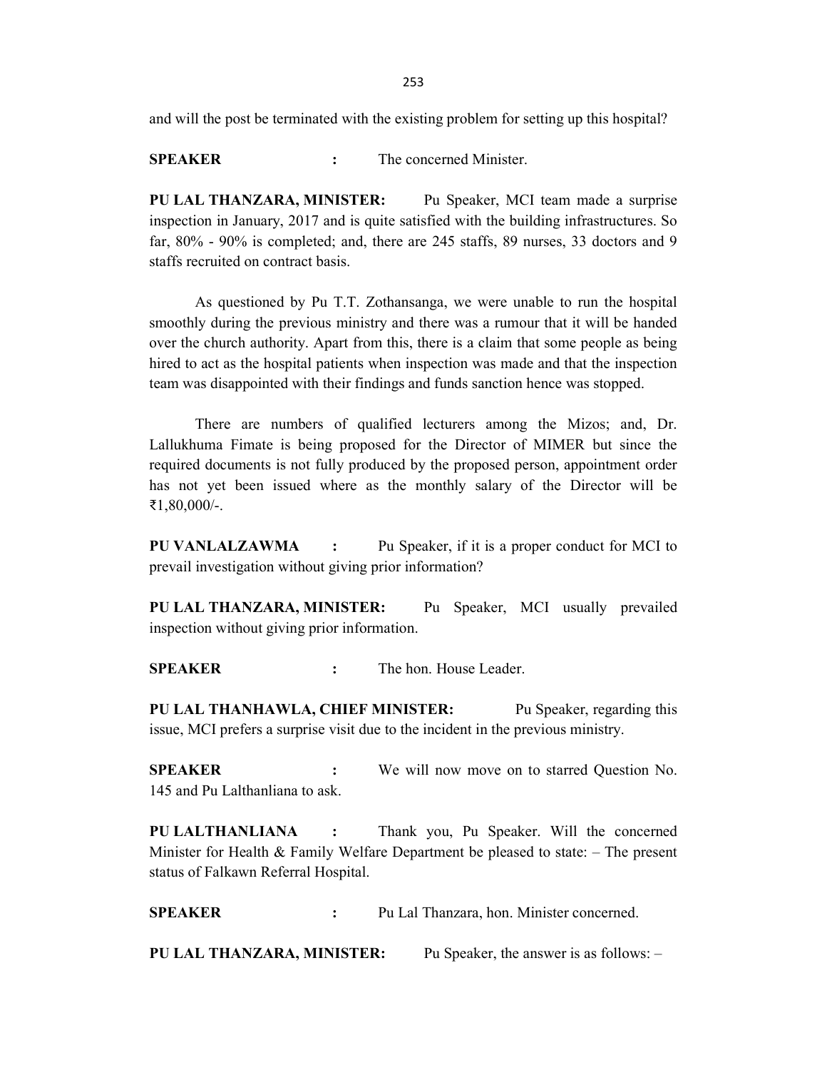and will the post be terminated with the existing problem for setting up this hospital?

**SPEAKER** : The concerned Minister.

**PU LAL THANZARA, MINISTER:** Pu Speaker, MCI team made a surprise inspection in January, 2017 and is quite satisfied with the building infrastructures. So far, 80% - 90% is completed; and, there are 245 staffs, 89 nurses, 33 doctors and 9 staffs recruited on contract basis.

As questioned by Pu T.T. Zothansanga, we were unable to run the hospital smoothly during the previous ministry and there was a rumour that it will be handed over the church authority. Apart from this, there is a claim that some people as being hired to act as the hospital patients when inspection was made and that the inspection team was disappointed with their findings and funds sanction hence was stopped.

There are numbers of qualified lecturers among the Mizos; and, Dr. Lallukhuma Fimate is being proposed for the Director of MIMER but since the required documents is not fully produced by the proposed person, appointment order has not yet been issued where as the monthly salary of the Director will be ₹1,80,000/-.

**PU VANLALZAWMA** : Pu Speaker, if it is a proper conduct for MCI to prevail investigation without giving prior information?

**PU LAL THANZARA, MINISTER:** Pu Speaker, MCI usually prevailed inspection without giving prior information.

**SPEAKER** : The hon. House Leader.

**PU LAL THANHAWLA, CHIEF MINISTER:** Pu Speaker, regarding this issue, MCI prefers a surprise visit due to the incident in the previous ministry.

**SPEAKER** : We will now move on to starred Question No. 145 and Pu Lalthanliana to ask.

**PU LALTHANLIANA** : Thank you, Pu Speaker. Will the concerned Minister for Health & Family Welfare Department be pleased to state: – The present status of Falkawn Referral Hospital.

**SPEAKER** : Pu Lal Thanzara, hon. Minister concerned.

**PU LAL THANZARA, MINISTER:** Pu Speaker, the answer is as follows: –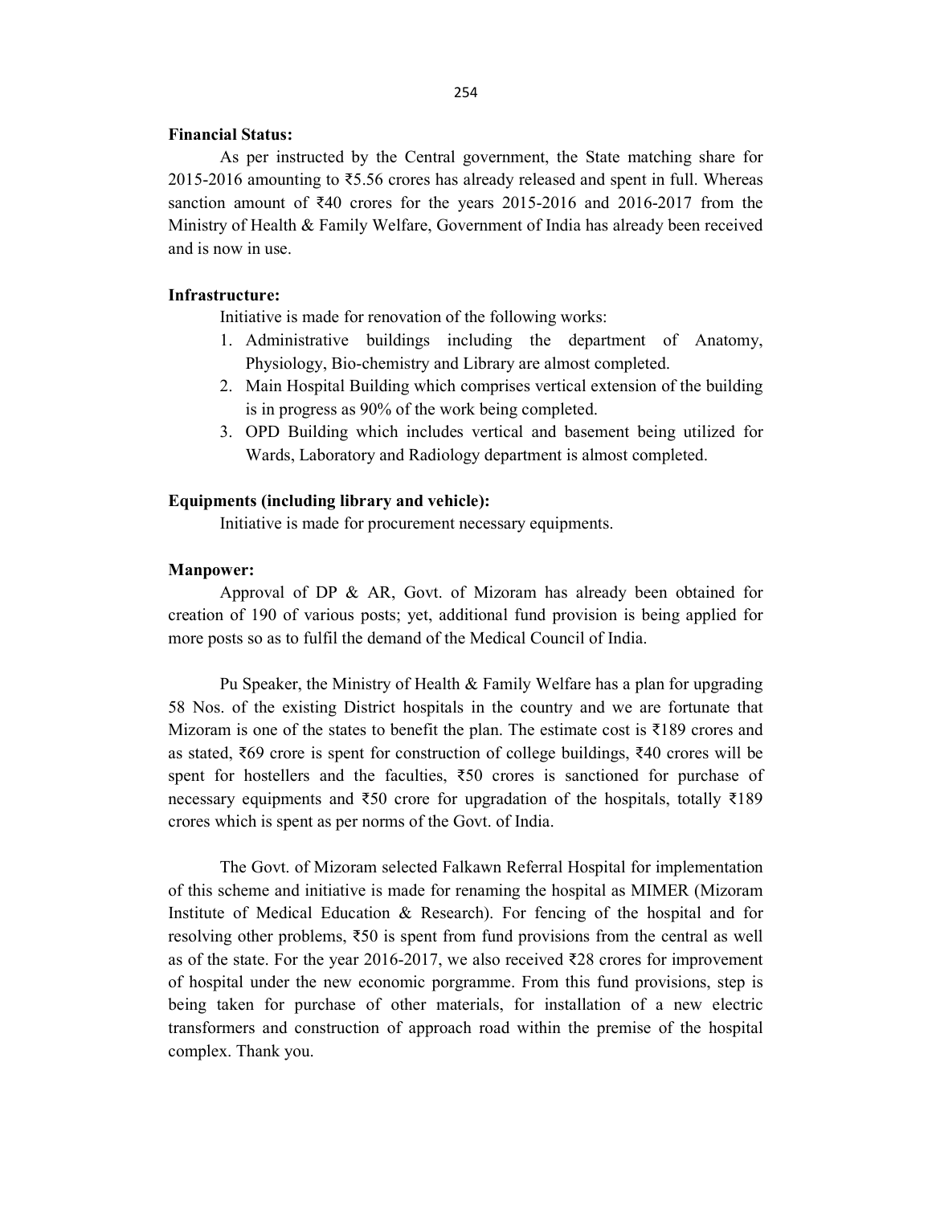**Financial Status:**

As per instructed by the Central government, the State matching share for 2015-2016 amounting to ₹5.56 crores has already released and spent in full. Whereas sanction amount of ₹40 crores for the years 2015-2016 and 2016-2017 from the Ministry of Health & Family Welfare, Government of India has already been received and is now in use.

**Infrastructure:**

Initiative is made for renovation of the following works:

1. Administrative buildings including the department of Anatomy, Physiology, Bio-chemistry and Library are almost completed.
2. Main Hospital Building which comprises vertical extension of the building is in progress as 90% of the work being completed.
3. OPD Building which includes vertical and basement being utilized for Wards, Laboratory and Radiology department is almost completed.

**Equipments (including library and vehicle):**

Initiative is made for procurement necessary equipments.

**Manpower:**

Approval of DP & AR, Govt. of Mizoram has already been obtained for creation of 190 of various posts; yet, additional fund provision is being applied for more posts so as to fulfil the demand of the Medical Council of India.

Pu Speaker, the Ministry of Health & Family Welfare has a plan for upgrading 58 Nos. of the existing District hospitals in the country and we are fortunate that Mizoram is one of the states to benefit the plan. The estimate cost is ₹189 crores and as stated, ₹69 crore is spent for construction of college buildings, ₹40 crores will be spent for hostellers and the faculties, ₹50 crores is sanctioned for purchase of necessary equipments and ₹50 crore for upgradation of the hospitals, totally ₹189 crores which is spent as per norms of the Govt. of India.

The Govt. of Mizoram selected Falkawn Referral Hospital for implementation of this scheme and initiative is made for renaming the hospital as MIMER (Mizoram Institute of Medical Education & Research). For fencing of the hospital and for resolving other problems, ₹50 is spent from fund provisions from the central as well as of the state. For the year 2016-2017, we also received ₹28 crores for improvement of hospital under the new economic porgramme. From this fund provisions, step is being taken for purchase of other materials, for installation of a new electric transformers and construction of approach road within the premise of the hospital complex. Thank you.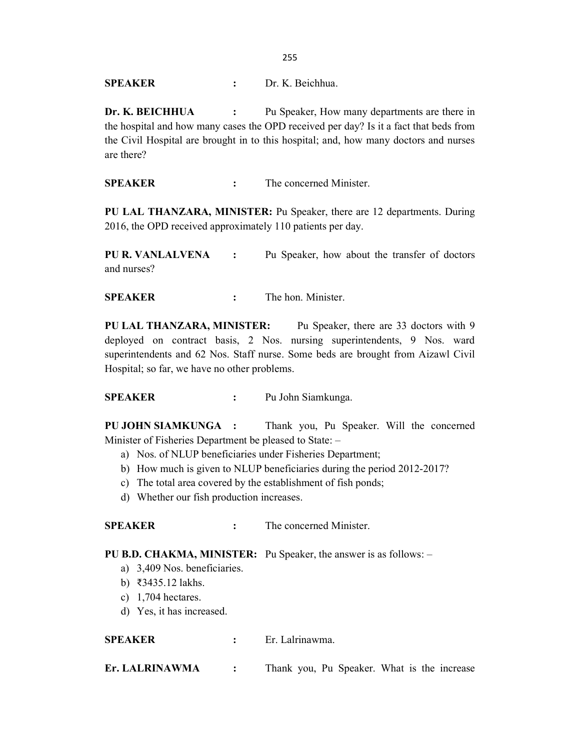**SPEAKER** : Dr. K. Beichhua.

**Dr. K. BEICHHUA** : Pu Speaker, How many departments are there in the hospital and how many cases the OPD received per day? Is it a fact that beds from the Civil Hospital are brought in to this hospital; and, how many doctors and nurses are there?

**SPEAKER** : The concerned Minister.

**PU LAL THANZARA, MINISTER:** Pu Speaker, there are 12 departments. During 2016, the OPD received approximately 110 patients per day.

**PU R. VANLALVENA** : Pu Speaker, how about the transfer of doctors and nurses?

**SPEAKER** : The hon. Minister.

**PU LAL THANZARA, MINISTER:** Pu Speaker, there are 33 doctors with 9 deployed on contract basis, 2 Nos. nursing superintendents, 9 Nos. ward superintendents and 62 Nos. Staff nurse. Some beds are brought from Aizawl Civil Hospital; so far, we have no other problems.

**SPEAKER** : Pu John Siamkunga.

**PU JOHN SIAMKUNGA** : Thank you, Pu Speaker. Will the concerned Minister of Fisheries Department be pleased to State: –

a) Nos. of NLUP beneficiaries under Fisheries Department;
b) How much is given to NLUP beneficiaries during the period 2012-2017?
c) The total area covered by the establishment of fish ponds;
d) Whether our fish production increases.

**SPEAKER** : The concerned Minister.

**PU B.D. CHAKMA, MINISTER:** Pu Speaker, the answer is as follows: –

a) 3,409 Nos. beneficiaries.
b) ₹3435.12 lakhs.
c) 1,704 hectares.
d) Yes, it has increased.

**SPEAKER** : Er. Lalrinawma.

**Er. LALRINAWMA** : Thank you, Pu Speaker. What is the increase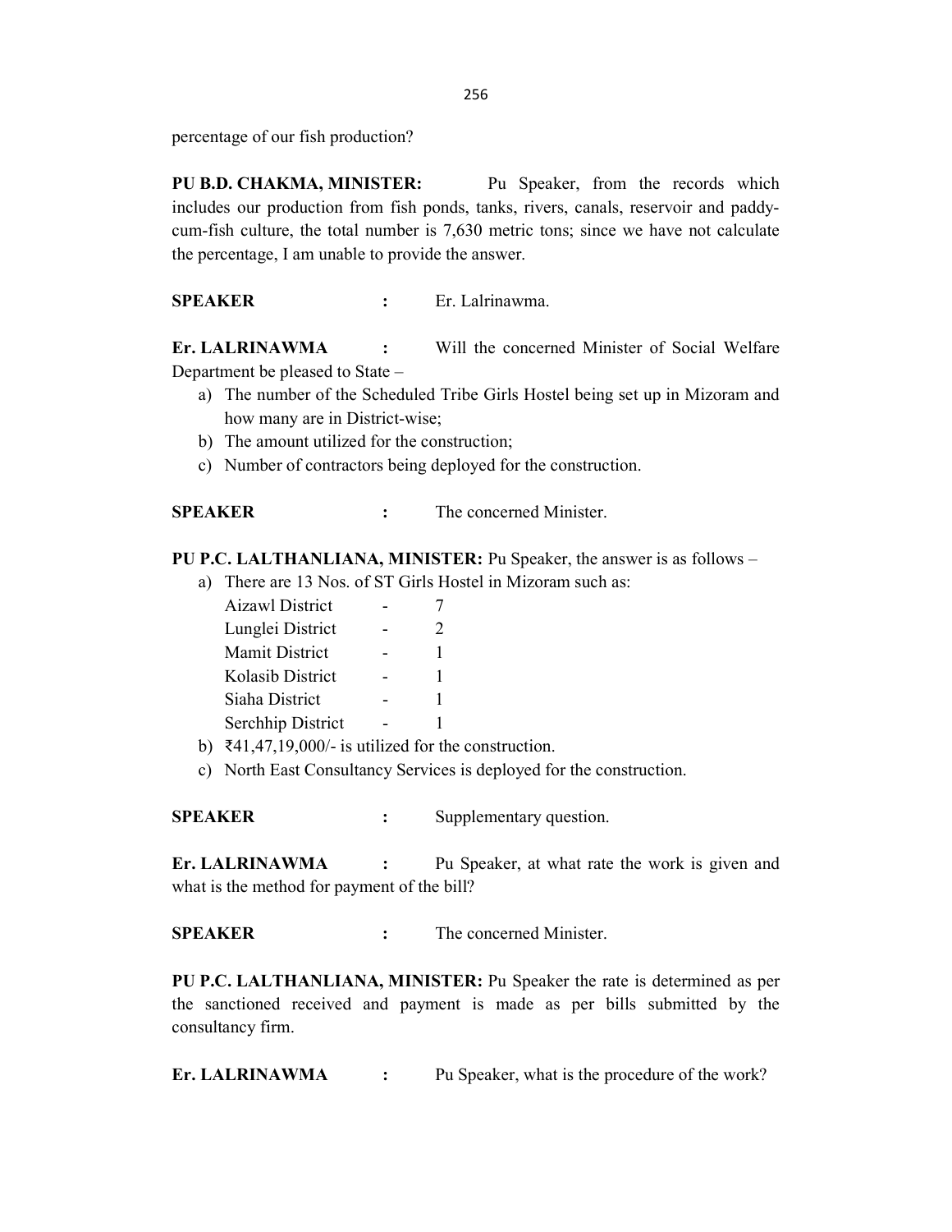percentage of our fish production?

**PU B.D. CHAKMA, MINISTER:** Pu Speaker, from the records which includes our production from fish ponds, tanks, rivers, canals, reservoir and paddy-cum-fish culture, the total number is 7,630 metric tons; since we have not calculate the percentage, I am unable to provide the answer.

**SPEAKER :** Er. Lalrinawma.

**Er. LALRINAWMA :** Will the concerned Minister of Social Welfare Department be pleased to State –

a) The number of the Scheduled Tribe Girls Hostel being set up in Mizoram and how many are in District-wise;
b) The amount utilized for the construction;
c) Number of contractors being deployed for the construction.

**SPEAKER :** The concerned Minister.

**PU P.C. LALTHANLIANA, MINISTER:** Pu Speaker, the answer is as follows –

a) There are 13 Nos. of ST Girls Hostel in Mizoram such as:

| | | |
|---|---|---|
| Aizawl District | - | 7 |
| Lunglei District | - | 2 |
| Mamit District | - | 1 |
| Kolasib District | - | 1 |
| Siaha District | - | 1 |
| Serchhip District | - | 1 |

b) ₹41,47,19,000/- is utilized for the construction.
c) North East Consultancy Services is deployed for the construction.

**SPEAKER :** Supplementary question.

**Er. LALRINAWMA :** Pu Speaker, at what rate the work is given and what is the method for payment of the bill?

**SPEAKER :** The concerned Minister.

**PU P.C. LALTHANLIANA, MINISTER:** Pu Speaker the rate is determined as per the sanctioned received and payment is made as per bills submitted by the consultancy firm.

**Er. LALRINAWMA :** Pu Speaker, what is the procedure of the work?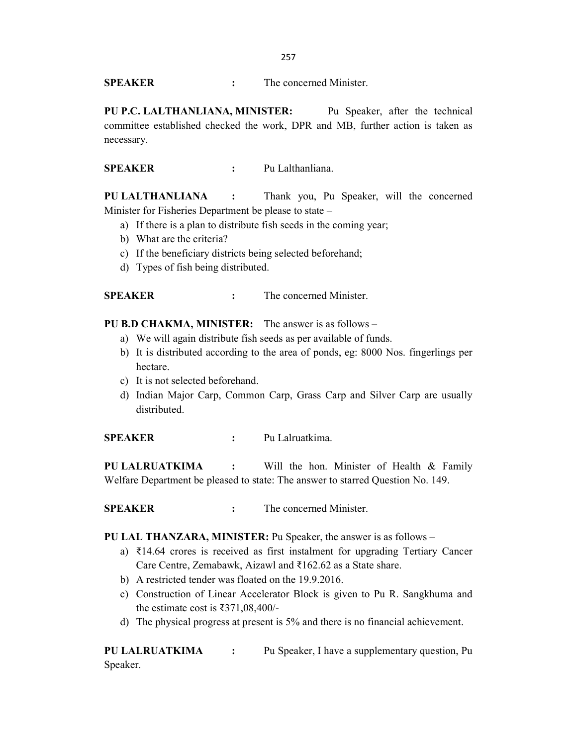**SPEAKER** : The concerned Minister.

**PU P.C. LALTHANLIANA, MINISTER:** Pu Speaker, after the technical committee established checked the work, DPR and MB, further action is taken as necessary.

**SPEAKER** : Pu Lalthanliana.

**PU LALTHANLIANA** : Thank you, Pu Speaker, will the concerned Minister for Fisheries Department be please to state –

a) If there is a plan to distribute fish seeds in the coming year;
b) What are the criteria?
c) If the beneficiary districts being selected beforehand;
d) Types of fish being distributed.

**SPEAKER** : The concerned Minister.

**PU B.D CHAKMA, MINISTER:** The answer is as follows –

a) We will again distribute fish seeds as per available of funds.
b) It is distributed according to the area of ponds, eg: 8000 Nos. fingerlings per hectare.
c) It is not selected beforehand.
d) Indian Major Carp, Common Carp, Grass Carp and Silver Carp are usually distributed.

**SPEAKER** : Pu Lalruatkima.

**PU LALRUATKIMA** : Will the hon. Minister of Health & Family Welfare Department be pleased to state: The answer to starred Question No. 149.

**SPEAKER** : The concerned Minister.

**PU LAL THANZARA, MINISTER:** Pu Speaker, the answer is as follows –

a) ₹14.64 crores is received as first instalment for upgrading Tertiary Cancer Care Centre, Zemabawk, Aizawl and ₹162.62 as a State share.
b) A restricted tender was floated on the 19.9.2016.
c) Construction of Linear Accelerator Block is given to Pu R. Sangkhuma and the estimate cost is ₹371,08,400/-
d) The physical progress at present is 5% and there is no financial achievement.

**PU LALRUATKIMA** : Pu Speaker, I have a supplementary question, Pu Speaker.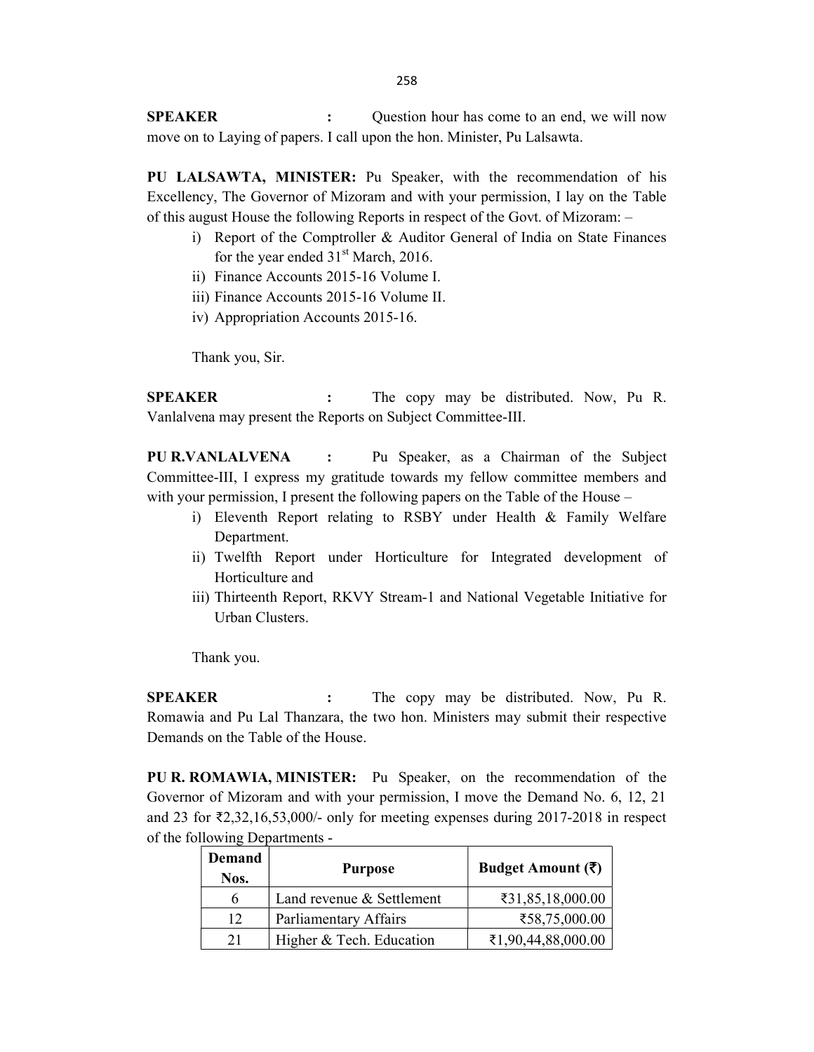**SPEAKER :** Question hour has come to an end, we will now move on to Laying of papers. I call upon the hon. Minister, Pu Lalsawta.

**PU LALSAWTA, MINISTER:** Pu Speaker, with the recommendation of his Excellency, The Governor of Mizoram and with your permission, I lay on the Table of this august House the following Reports in respect of the Govt. of Mizoram: –

i) Report of the Comptroller & Auditor General of India on State Finances for the year ended 31st March, 2016.
ii) Finance Accounts 2015-16 Volume I.
iii) Finance Accounts 2015-16 Volume II.
iv) Appropriation Accounts 2015-16.

Thank you, Sir.

**SPEAKER :** The copy may be distributed. Now, Pu R. Vanlalvena may present the Reports on Subject Committee-III.

**PU R.VANLALVENA :** Pu Speaker, as a Chairman of the Subject Committee-III, I express my gratitude towards my fellow committee members and with your permission, I present the following papers on the Table of the House –

i) Eleventh Report relating to RSBY under Health & Family Welfare Department.
ii) Twelfth Report under Horticulture for Integrated development of Horticulture and
iii) Thirteenth Report, RKVY Stream-1 and National Vegetable Initiative for Urban Clusters.

Thank you.

**SPEAKER :** The copy may be distributed. Now, Pu R. Romawia and Pu Lal Thanzara, the two hon. Ministers may submit their respective Demands on the Table of the House.

**PU R. ROMAWIA, MINISTER:** Pu Speaker, on the recommendation of the Governor of Mizoram and with your permission, I move the Demand No. 6, 12, 21 and 23 for ₹2,32,16,53,000/- only for meeting expenses during 2017-2018 in respect of the following Departments -

| Demand Nos. | Purpose | Budget Amount (₹) |
|---|---|---|
| 6 | Land revenue & Settlement | ₹31,85,18,000.00 |
| 12 | Parliamentary Affairs | ₹58,75,000.00 |
| 21 | Higher & Tech. Education | ₹1,90,44,88,000.00 |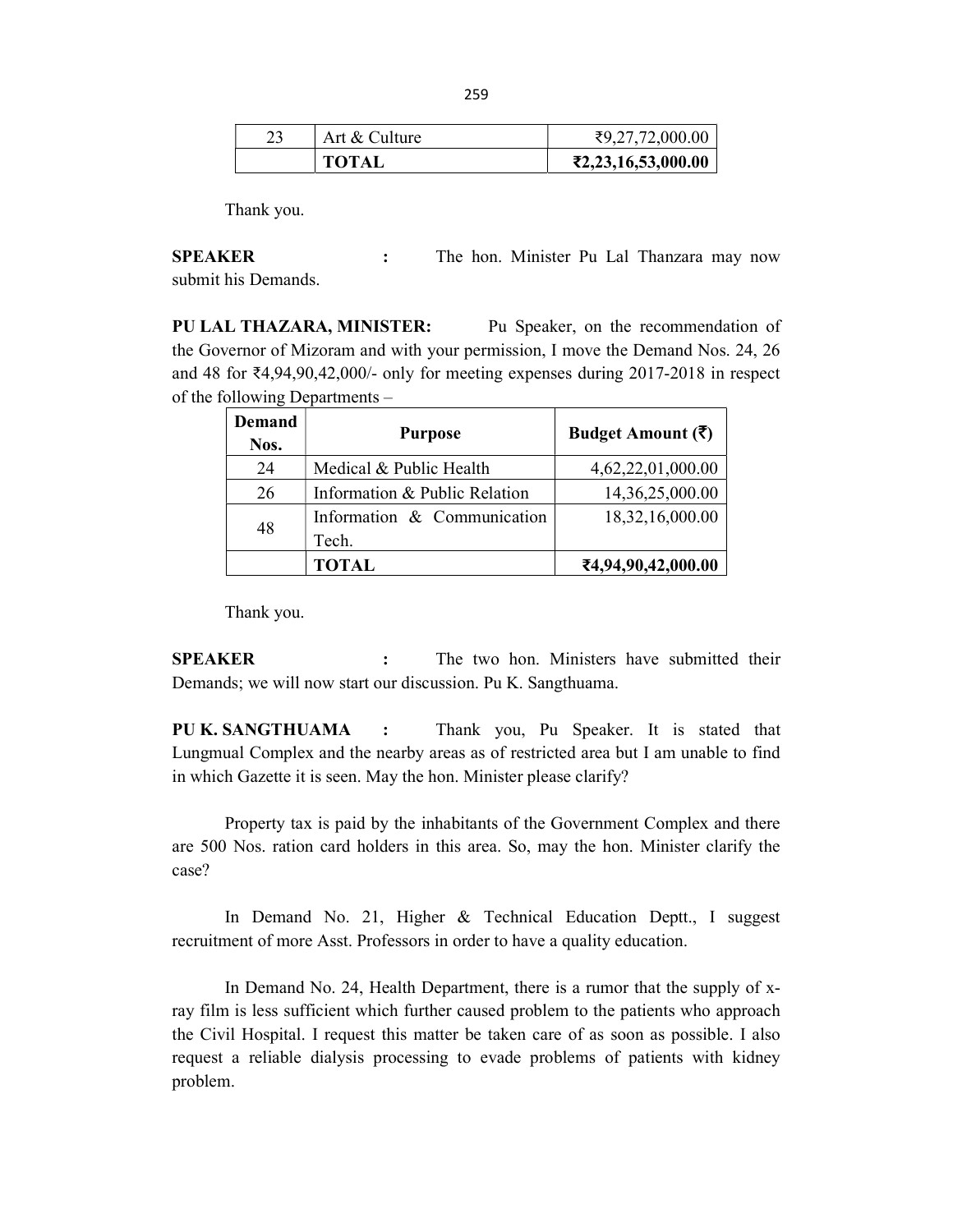| 23 | Art & Culture | ₹9,27,72,000.00 |
|---|---|---|
| | **TOTAL** | **₹2,23,16,53,000.00** |

Thank you.

**SPEAKER :** The hon. Minister Pu Lal Thanzara may now submit his Demands.

**PU LAL THAZARA, MINISTER:** Pu Speaker, on the recommendation of the Governor of Mizoram and with your permission, I move the Demand Nos. 24, 26 and 48 for ₹4,94,90,42,000/- only for meeting expenses during 2017-2018 in respect of the following Departments –

| Demand Nos. | Purpose | Budget Amount (₹) |
|---|---|---|
| 24 | Medical & Public Health | 4,62,22,01,000.00 |
| 26 | Information & Public Relation | 14,36,25,000.00 |
| 48 | Information & Communication Tech. | 18,32,16,000.00 |
| | **TOTAL** | **₹4,94,90,42,000.00** |

Thank you.

**SPEAKER :** The two hon. Ministers have submitted their Demands; we will now start our discussion. Pu K. Sangthuama.

**PU K. SANGTHUAMA :** Thank you, Pu Speaker. It is stated that Lungmual Complex and the nearby areas as of restricted area but I am unable to find in which Gazette it is seen. May the hon. Minister please clarify?

Property tax is paid by the inhabitants of the Government Complex and there are 500 Nos. ration card holders in this area. So, may the hon. Minister clarify the case?

In Demand No. 21, Higher & Technical Education Deptt., I suggest recruitment of more Asst. Professors in order to have a quality education.

In Demand No. 24, Health Department, there is a rumor that the supply of x-ray film is less sufficient which further caused problem to the patients who approach the Civil Hospital. I request this matter be taken care of as soon as possible. I also request a reliable dialysis processing to evade problems of patients with kidney problem.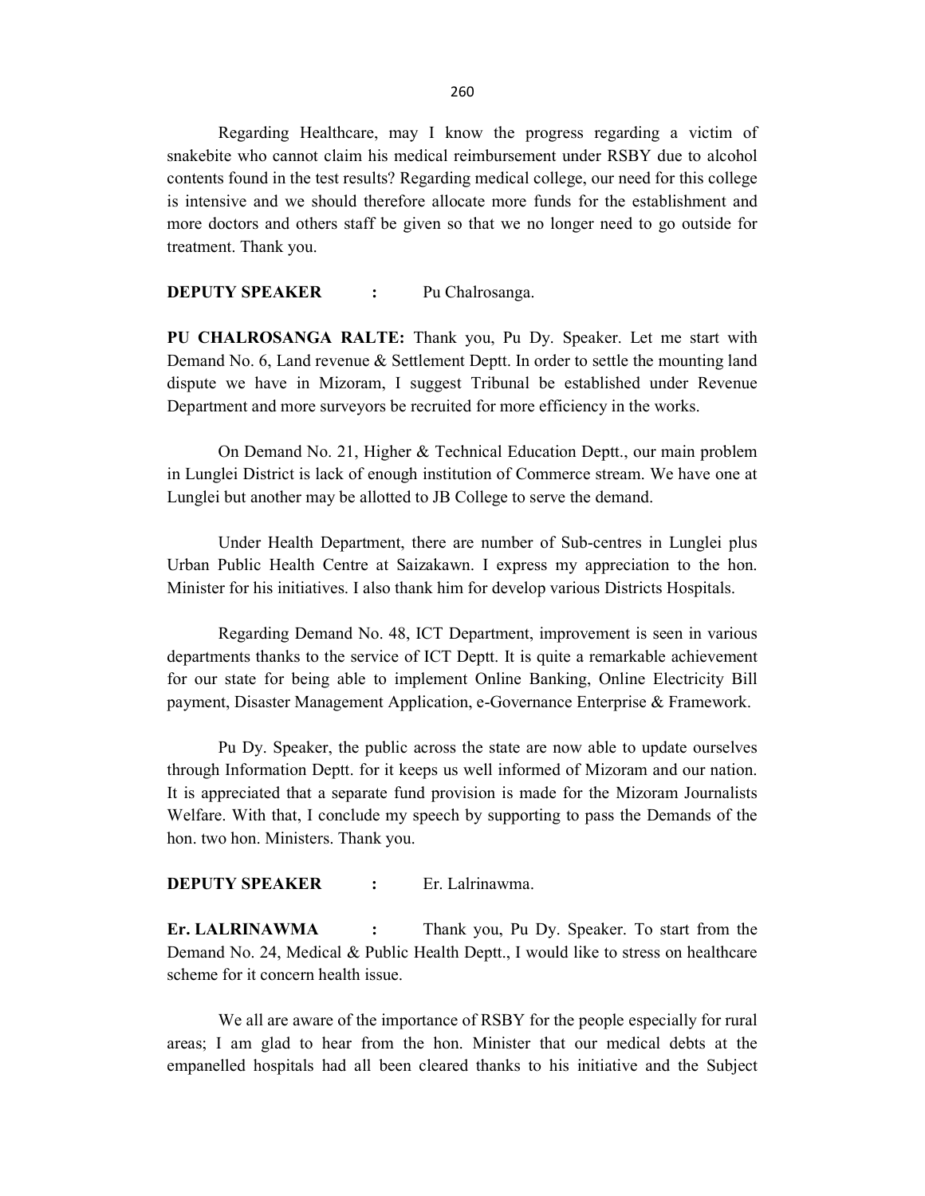Regarding Healthcare, may I know the progress regarding a victim of snakebite who cannot claim his medical reimbursement under RSBY due to alcohol contents found in the test results? Regarding medical college, our need for this college is intensive and we should therefore allocate more funds for the establishment and more doctors and others staff be given so that we no longer need to go outside for treatment. Thank you.

**DEPUTY SPEAKER :** Pu Chalrosanga.

**PU CHALROSANGA RALTE:** Thank you, Pu Dy. Speaker. Let me start with Demand No. 6, Land revenue & Settlement Deptt. In order to settle the mounting land dispute we have in Mizoram, I suggest Tribunal be established under Revenue Department and more surveyors be recruited for more efficiency in the works.

On Demand No. 21, Higher & Technical Education Deptt., our main problem in Lunglei District is lack of enough institution of Commerce stream. We have one at Lunglei but another may be allotted to JB College to serve the demand.

Under Health Department, there are number of Sub-centres in Lunglei plus Urban Public Health Centre at Saizakawn. I express my appreciation to the hon. Minister for his initiatives. I also thank him for develop various Districts Hospitals.

Regarding Demand No. 48, ICT Department, improvement is seen in various departments thanks to the service of ICT Deptt. It is quite a remarkable achievement for our state for being able to implement Online Banking, Online Electricity Bill payment, Disaster Management Application, e-Governance Enterprise & Framework.

Pu Dy. Speaker, the public across the state are now able to update ourselves through Information Deptt. for it keeps us well informed of Mizoram and our nation. It is appreciated that a separate fund provision is made for the Mizoram Journalists Welfare. With that, I conclude my speech by supporting to pass the Demands of the hon. two hon. Ministers. Thank you.

**DEPUTY SPEAKER :** Er. Lalrinawma.

**Er. LALRINAWMA :** Thank you, Pu Dy. Speaker. To start from the Demand No. 24, Medical & Public Health Deptt., I would like to stress on healthcare scheme for it concern health issue.

We all are aware of the importance of RSBY for the people especially for rural areas; I am glad to hear from the hon. Minister that our medical debts at the empanelled hospitals had all been cleared thanks to his initiative and the Subject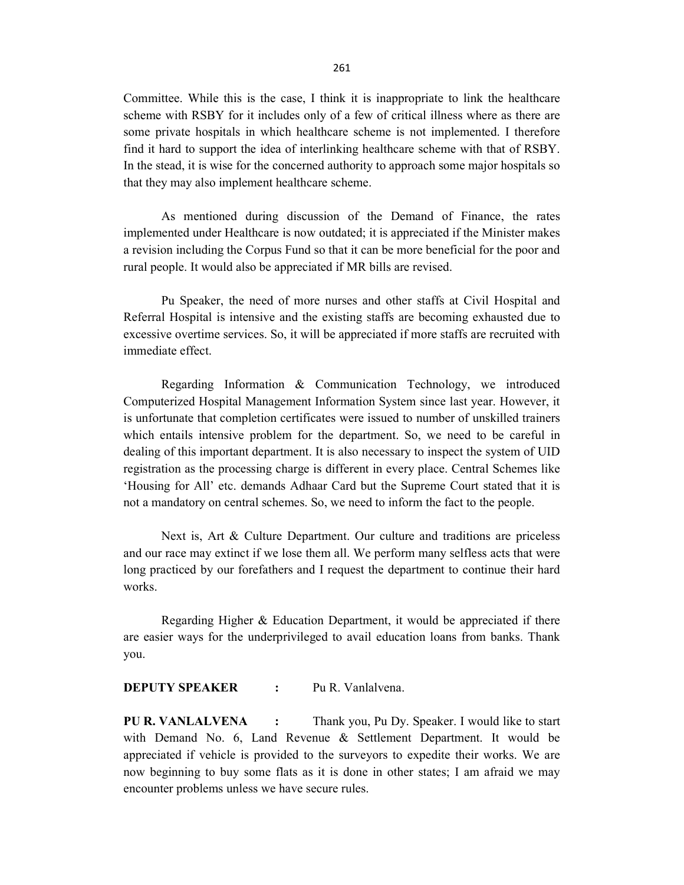Committee. While this is the case, I think it is inappropriate to link the healthcare scheme with RSBY for it includes only of a few of critical illness where as there are some private hospitals in which healthcare scheme is not implemented. I therefore find it hard to support the idea of interlinking healthcare scheme with that of RSBY. In the stead, it is wise for the concerned authority to approach some major hospitals so that they may also implement healthcare scheme.

As mentioned during discussion of the Demand of Finance, the rates implemented under Healthcare is now outdated; it is appreciated if the Minister makes a revision including the Corpus Fund so that it can be more beneficial for the poor and rural people. It would also be appreciated if MR bills are revised.

Pu Speaker, the need of more nurses and other staffs at Civil Hospital and Referral Hospital is intensive and the existing staffs are becoming exhausted due to excessive overtime services. So, it will be appreciated if more staffs are recruited with immediate effect.

Regarding Information & Communication Technology, we introduced Computerized Hospital Management Information System since last year. However, it is unfortunate that completion certificates were issued to number of unskilled trainers which entails intensive problem for the department. So, we need to be careful in dealing of this important department. It is also necessary to inspect the system of UID registration as the processing charge is different in every place. Central Schemes like 'Housing for All' etc. demands Adhaar Card but the Supreme Court stated that it is not a mandatory on central schemes. So, we need to inform the fact to the people.

Next is, Art & Culture Department. Our culture and traditions are priceless and our race may extinct if we lose them all. We perform many selfless acts that were long practiced by our forefathers and I request the department to continue their hard works.

Regarding Higher & Education Department, it would be appreciated if there are easier ways for the underprivileged to avail education loans from banks. Thank you.

**DEPUTY SPEAKER :** Pu R. Vanlalvena.

**PU R. VANLALVENA :** Thank you, Pu Dy. Speaker. I would like to start with Demand No. 6, Land Revenue & Settlement Department. It would be appreciated if vehicle is provided to the surveyors to expedite their works. We are now beginning to buy some flats as it is done in other states; I am afraid we may encounter problems unless we have secure rules.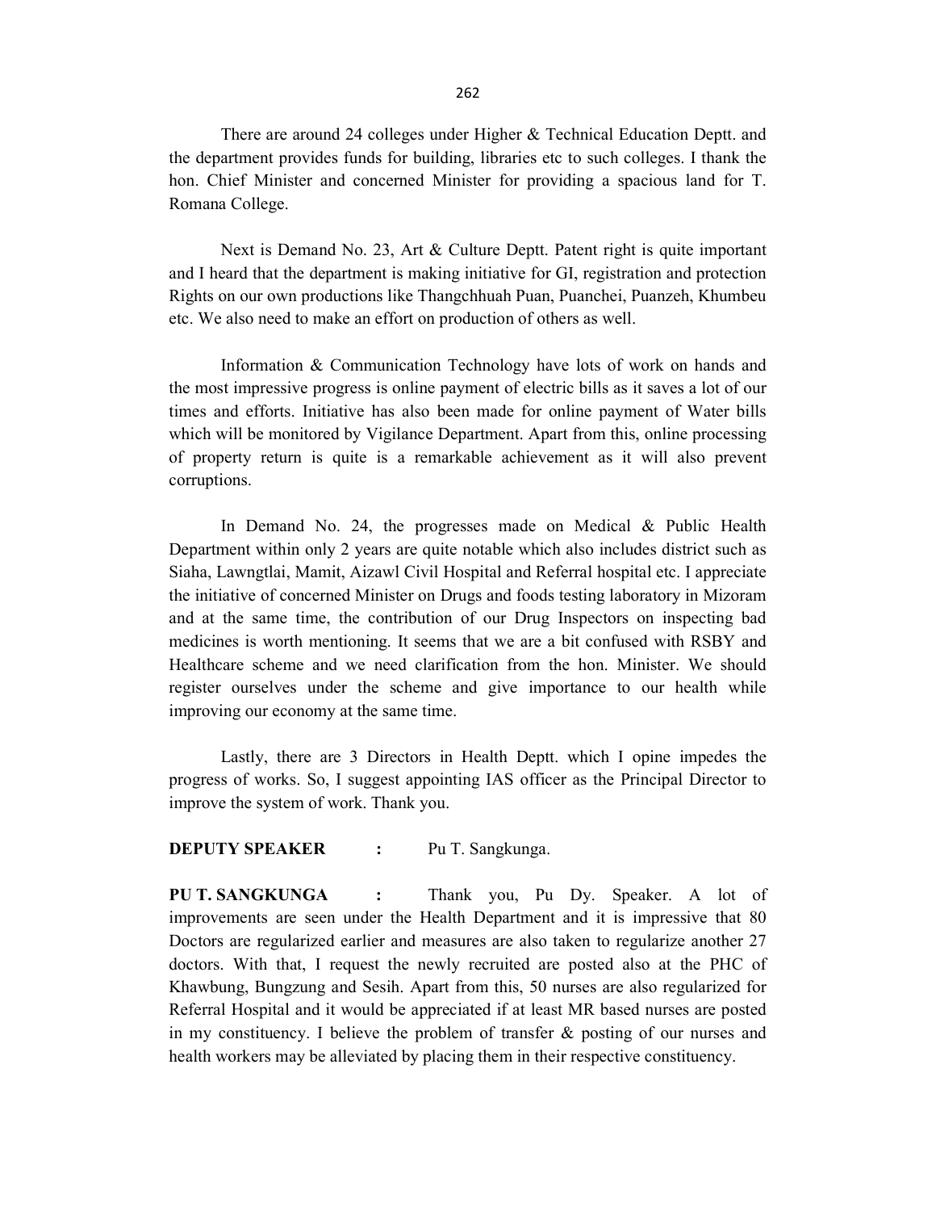There are around 24 colleges under Higher & Technical Education Deptt. and the department provides funds for building, libraries etc to such colleges. I thank the hon. Chief Minister and concerned Minister for providing a spacious land for T. Romana College.

Next is Demand No. 23, Art & Culture Deptt. Patent right is quite important and I heard that the department is making initiative for GI, registration and protection Rights on our own productions like Thangchhuah Puan, Puanchei, Puanzeh, Khumbeu etc. We also need to make an effort on production of others as well.

Information & Communication Technology have lots of work on hands and the most impressive progress is online payment of electric bills as it saves a lot of our times and efforts. Initiative has also been made for online payment of Water bills which will be monitored by Vigilance Department. Apart from this, online processing of property return is quite is a remarkable achievement as it will also prevent corruptions.

In Demand No. 24, the progresses made on Medical & Public Health Department within only 2 years are quite notable which also includes district such as Siaha, Lawngtlai, Mamit, Aizawl Civil Hospital and Referral hospital etc. I appreciate the initiative of concerned Minister on Drugs and foods testing laboratory in Mizoram and at the same time, the contribution of our Drug Inspectors on inspecting bad medicines is worth mentioning. It seems that we are a bit confused with RSBY and Healthcare scheme and we need clarification from the hon. Minister. We should register ourselves under the scheme and give importance to our health while improving our economy at the same time.

Lastly, there are 3 Directors in Health Deptt. which I opine impedes the progress of works. So, I suggest appointing IAS officer as the Principal Director to improve the system of work. Thank you.

**DEPUTY SPEAKER** : Pu T. Sangkunga.

**PU T. SANGKUNGA** : Thank you, Pu Dy. Speaker. A lot of improvements are seen under the Health Department and it is impressive that 80 Doctors are regularized earlier and measures are also taken to regularize another 27 doctors. With that, I request the newly recruited are posted also at the PHC of Khawbung, Bungzung and Sesih. Apart from this, 50 nurses are also regularized for Referral Hospital and it would be appreciated if at least MR based nurses are posted in my constituency. I believe the problem of transfer & posting of our nurses and health workers may be alleviated by placing them in their respective constituency.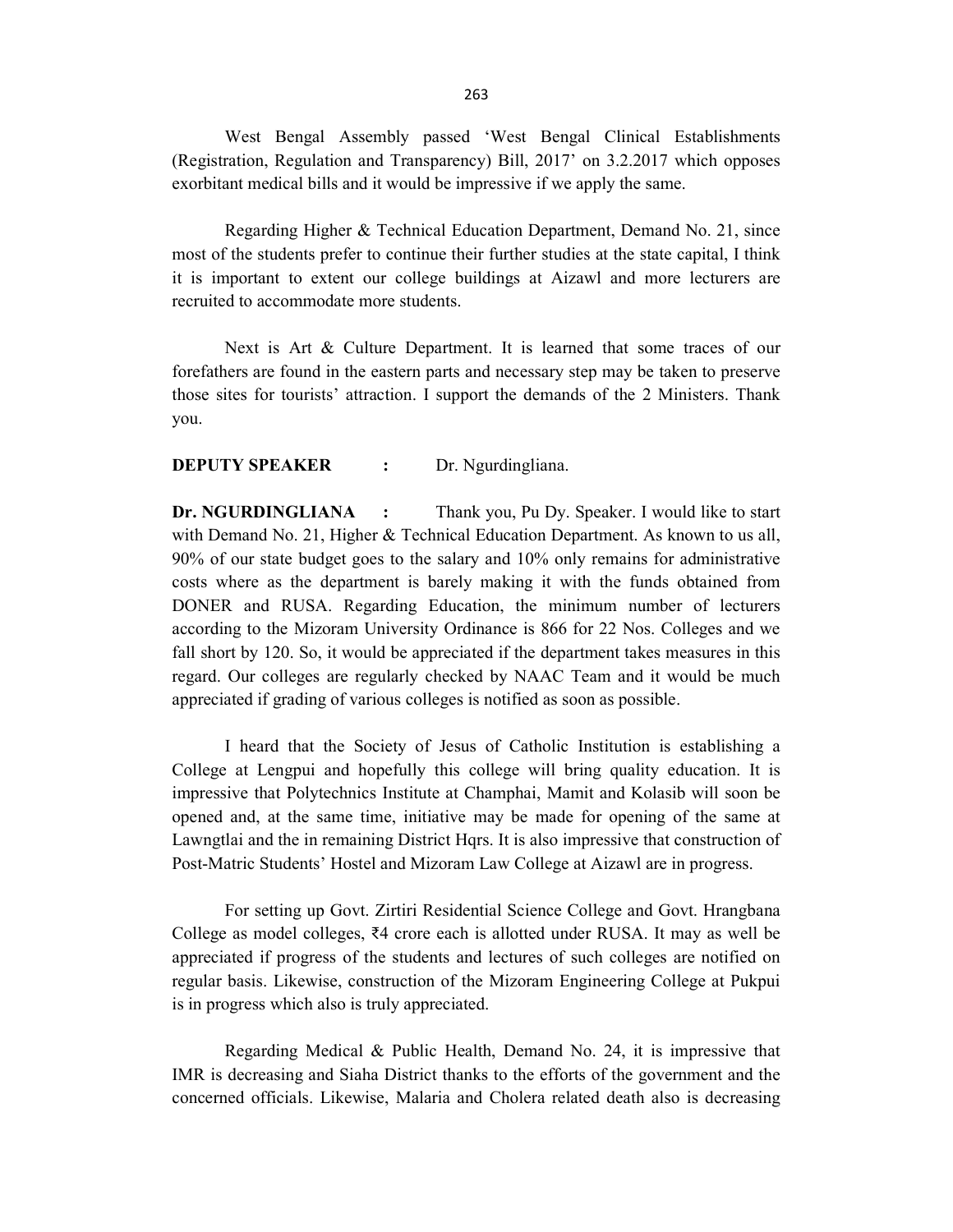West Bengal Assembly passed 'West Bengal Clinical Establishments (Registration, Regulation and Transparency) Bill, 2017' on 3.2.2017 which opposes exorbitant medical bills and it would be impressive if we apply the same.

Regarding Higher & Technical Education Department, Demand No. 21, since most of the students prefer to continue their further studies at the state capital, I think it is important to extent our college buildings at Aizawl and more lecturers are recruited to accommodate more students.

Next is Art & Culture Department. It is learned that some traces of our forefathers are found in the eastern parts and necessary step may be taken to preserve those sites for tourists' attraction. I support the demands of the 2 Ministers. Thank you.

**DEPUTY SPEAKER :** Dr. Ngurdingliana.

**Dr. NGURDINGLIANA :** Thank you, Pu Dy. Speaker. I would like to start with Demand No. 21, Higher & Technical Education Department. As known to us all, 90% of our state budget goes to the salary and 10% only remains for administrative costs where as the department is barely making it with the funds obtained from DONER and RUSA. Regarding Education, the minimum number of lecturers according to the Mizoram University Ordinance is 866 for 22 Nos. Colleges and we fall short by 120. So, it would be appreciated if the department takes measures in this regard. Our colleges are regularly checked by NAAC Team and it would be much appreciated if grading of various colleges is notified as soon as possible.

I heard that the Society of Jesus of Catholic Institution is establishing a College at Lengpui and hopefully this college will bring quality education. It is impressive that Polytechnics Institute at Champhai, Mamit and Kolasib will soon be opened and, at the same time, initiative may be made for opening of the same at Lawngtlai and the in remaining District Hqrs. It is also impressive that construction of Post-Matric Students' Hostel and Mizoram Law College at Aizawl are in progress.

For setting up Govt. Zirtiri Residential Science College and Govt. Hrangbana College as model colleges, ₹4 crore each is allotted under RUSA. It may as well be appreciated if progress of the students and lectures of such colleges are notified on regular basis. Likewise, construction of the Mizoram Engineering College at Pukpui is in progress which also is truly appreciated.

Regarding Medical & Public Health, Demand No. 24, it is impressive that IMR is decreasing and Siaha District thanks to the efforts of the government and the concerned officials. Likewise, Malaria and Cholera related death also is decreasing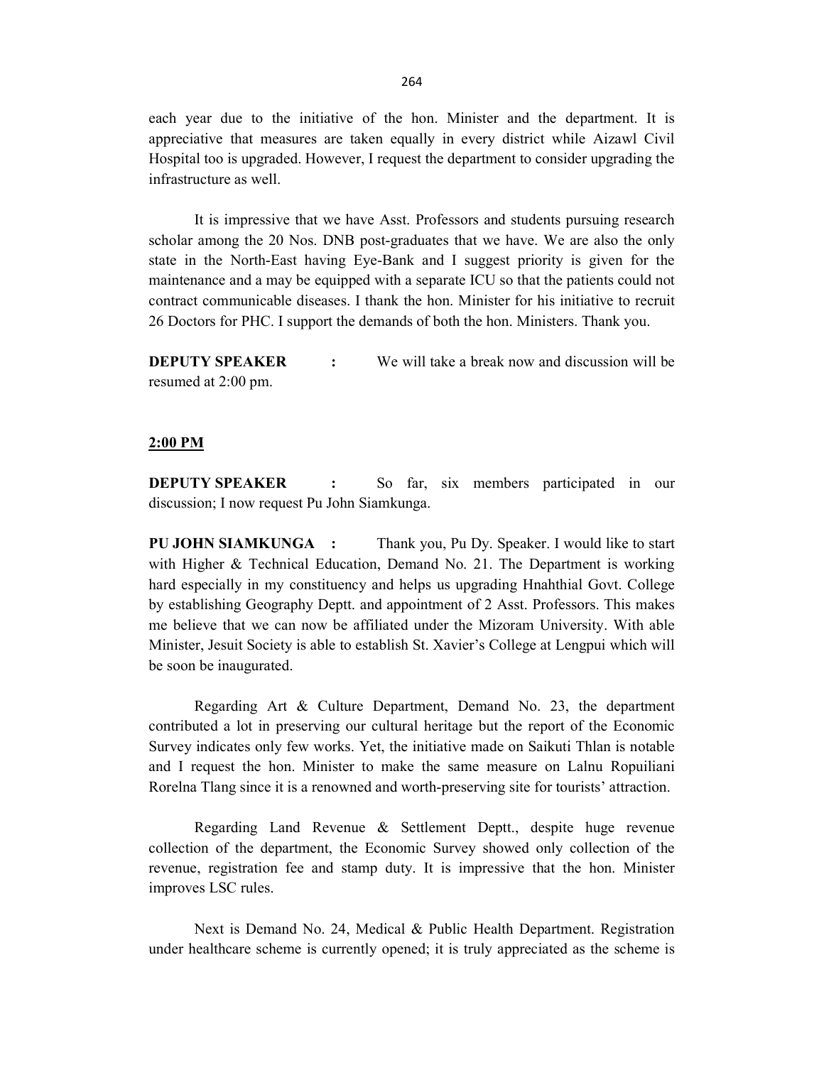each year due to the initiative of the hon. Minister and the department. It is appreciative that measures are taken equally in every district while Aizawl Civil Hospital too is upgraded. However, I request the department to consider upgrading the infrastructure as well.

It is impressive that we have Asst. Professors and students pursuing research scholar among the 20 Nos. DNB post-graduates that we have. We are also the only state in the North-East having Eye-Bank and I suggest priority is given for the maintenance and a may be equipped with a separate ICU so that the patients could not contract communicable diseases. I thank the hon. Minister for his initiative to recruit 26 Doctors for PHC. I support the demands of both the hon. Ministers. Thank you.

**DEPUTY SPEAKER :** We will take a break now and discussion will be resumed at 2:00 pm.

**2:00 PM**

**DEPUTY SPEAKER :** So far, six members participated in our discussion; I now request Pu John Siamkunga.

**PU JOHN SIAMKUNGA :** Thank you, Pu Dy. Speaker. I would like to start with Higher & Technical Education, Demand No. 21. The Department is working hard especially in my constituency and helps us upgrading Hnahthial Govt. College by establishing Geography Deptt. and appointment of 2 Asst. Professors. This makes me believe that we can now be affiliated under the Mizoram University. With able Minister, Jesuit Society is able to establish St. Xavier's College at Lengpui which will be soon be inaugurated.

Regarding Art & Culture Department, Demand No. 23, the department contributed a lot in preserving our cultural heritage but the report of the Economic Survey indicates only few works. Yet, the initiative made on Saikuti Thlan is notable and I request the hon. Minister to make the same measure on Lalnu Ropuiliani Rorelna Tlang since it is a renowned and worth-preserving site for tourists' attraction.

Regarding Land Revenue & Settlement Deptt., despite huge revenue collection of the department, the Economic Survey showed only collection of the revenue, registration fee and stamp duty. It is impressive that the hon. Minister improves LSC rules.

Next is Demand No. 24, Medical & Public Health Department. Registration under healthcare scheme is currently opened; it is truly appreciated as the scheme is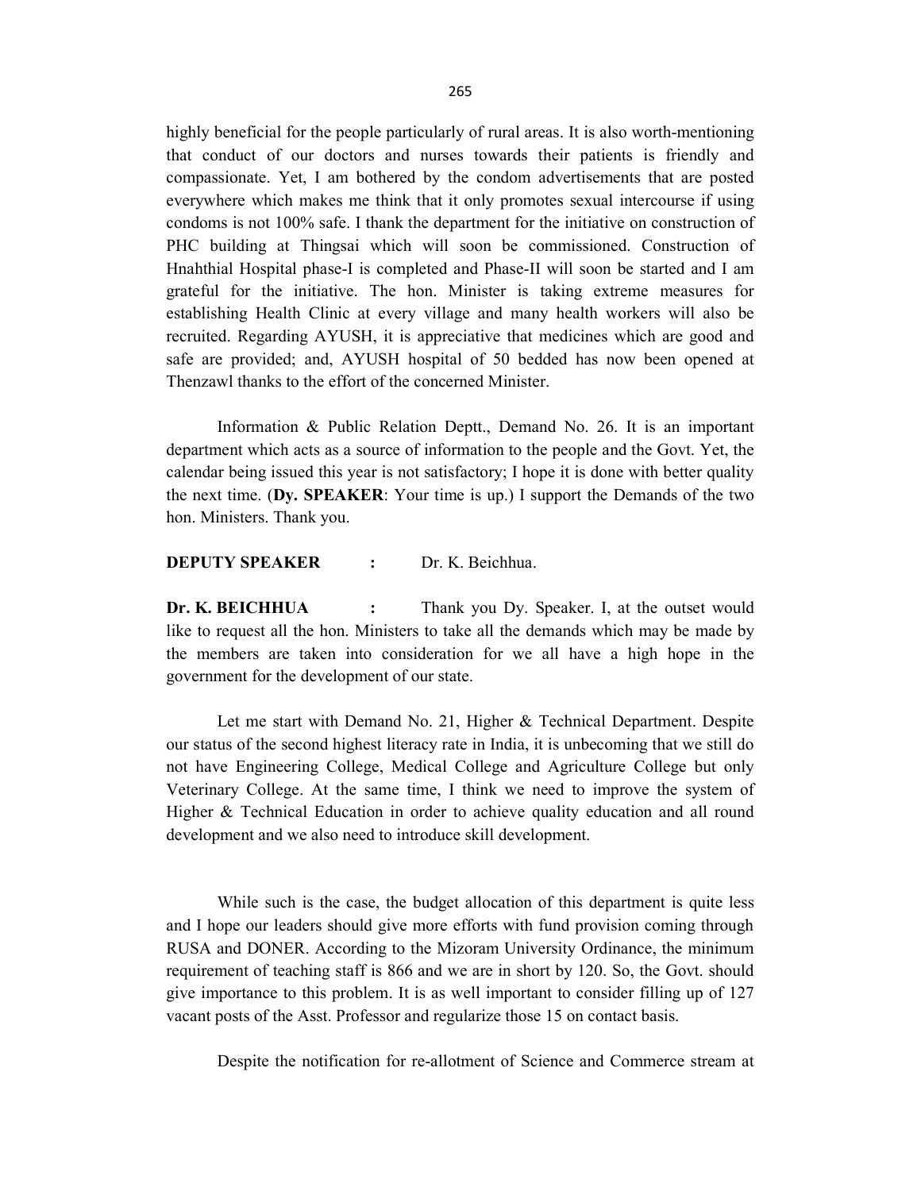highly beneficial for the people particularly of rural areas. It is also worth-mentioning that conduct of our doctors and nurses towards their patients is friendly and compassionate. Yet, I am bothered by the condom advertisements that are posted everywhere which makes me think that it only promotes sexual intercourse if using condoms is not 100% safe. I thank the department for the initiative on construction of PHC building at Thingsai which will soon be commissioned. Construction of Hnahthial Hospital phase-I is completed and Phase-II will soon be started and I am grateful for the initiative. The hon. Minister is taking extreme measures for establishing Health Clinic at every village and many health workers will also be recruited. Regarding AYUSH, it is appreciative that medicines which are good and safe are provided; and, AYUSH hospital of 50 bedded has now been opened at Thenzawl thanks to the effort of the concerned Minister.

Information & Public Relation Deptt., Demand No. 26. It is an important department which acts as a source of information to the people and the Govt. Yet, the calendar being issued this year is not satisfactory; I hope it is done with better quality the next time. (**Dy. SPEAKER**: Your time is up.) I support the Demands of the two hon. Ministers. Thank you.

**DEPUTY SPEAKER** : Dr. K. Beichhua.

**Dr. K. BEICHHUA** : Thank you Dy. Speaker. I, at the outset would like to request all the hon. Ministers to take all the demands which may be made by the members are taken into consideration for we all have a high hope in the government for the development of our state.

Let me start with Demand No. 21, Higher & Technical Department. Despite our status of the second highest literacy rate in India, it is unbecoming that we still do not have Engineering College, Medical College and Agriculture College but only Veterinary College. At the same time, I think we need to improve the system of Higher & Technical Education in order to achieve quality education and all round development and we also need to introduce skill development.

While such is the case, the budget allocation of this department is quite less and I hope our leaders should give more efforts with fund provision coming through RUSA and DONER. According to the Mizoram University Ordinance, the minimum requirement of teaching staff is 866 and we are in short by 120. So, the Govt. should give importance to this problem. It is as well important to consider filling up of 127 vacant posts of the Asst. Professor and regularize those 15 on contact basis.

Despite the notification for re-allotment of Science and Commerce stream at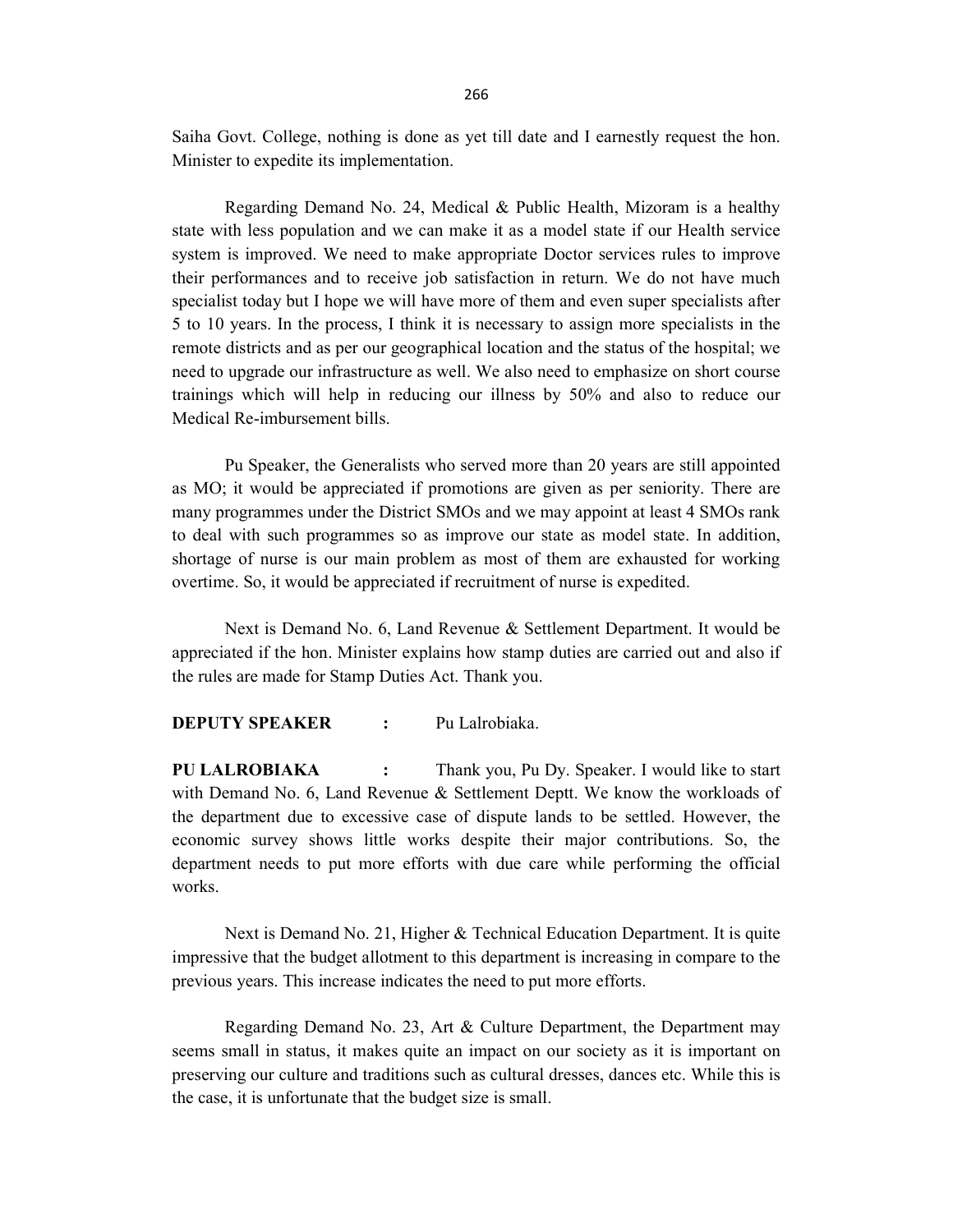Saiha Govt. College, nothing is done as yet till date and I earnestly request the hon. Minister to expedite its implementation.

Regarding Demand No. 24, Medical & Public Health, Mizoram is a healthy state with less population and we can make it as a model state if our Health service system is improved. We need to make appropriate Doctor services rules to improve their performances and to receive job satisfaction in return. We do not have much specialist today but I hope we will have more of them and even super specialists after 5 to 10 years. In the process, I think it is necessary to assign more specialists in the remote districts and as per our geographical location and the status of the hospital; we need to upgrade our infrastructure as well. We also need to emphasize on short course trainings which will help in reducing our illness by 50% and also to reduce our Medical Re-imbursement bills.

Pu Speaker, the Generalists who served more than 20 years are still appointed as MO; it would be appreciated if promotions are given as per seniority. There are many programmes under the District SMOs and we may appoint at least 4 SMOs rank to deal with such programmes so as improve our state as model state. In addition, shortage of nurse is our main problem as most of them are exhausted for working overtime. So, it would be appreciated if recruitment of nurse is expedited.

Next is Demand No. 6, Land Revenue & Settlement Department. It would be appreciated if the hon. Minister explains how stamp duties are carried out and also if the rules are made for Stamp Duties Act. Thank you.

**DEPUTY SPEAKER** : Pu Lalrobiaka.

**PU LALROBIAKA** : Thank you, Pu Dy. Speaker. I would like to start with Demand No. 6, Land Revenue & Settlement Deptt. We know the workloads of the department due to excessive case of dispute lands to be settled. However, the economic survey shows little works despite their major contributions. So, the department needs to put more efforts with due care while performing the official works.

Next is Demand No. 21, Higher & Technical Education Department. It is quite impressive that the budget allotment to this department is increasing in compare to the previous years. This increase indicates the need to put more efforts.

Regarding Demand No. 23, Art & Culture Department, the Department may seems small in status, it makes quite an impact on our society as it is important on preserving our culture and traditions such as cultural dresses, dances etc. While this is the case, it is unfortunate that the budget size is small.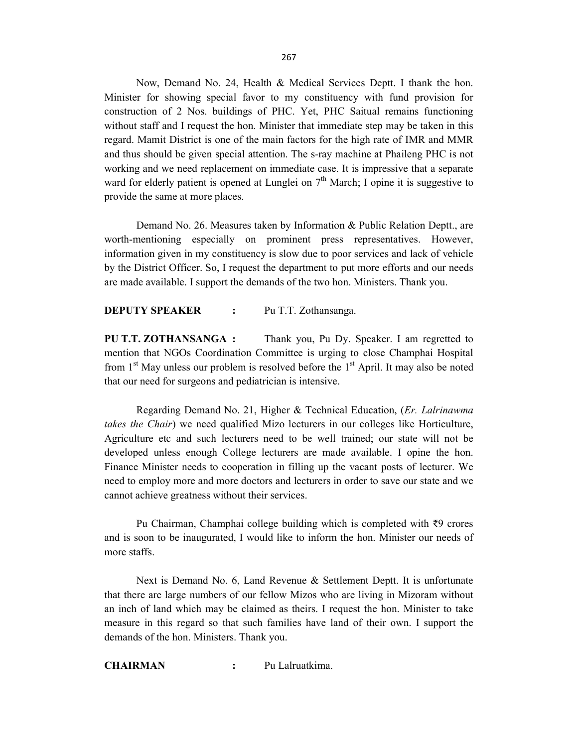Now, Demand No. 24, Health & Medical Services Deptt. I thank the hon. Minister for showing special favor to my constituency with fund provision for construction of 2 Nos. buildings of PHC. Yet, PHC Saitual remains functioning without staff and I request the hon. Minister that immediate step may be taken in this regard. Mamit District is one of the main factors for the high rate of IMR and MMR and thus should be given special attention. The s-ray machine at Phaileng PHC is not working and we need replacement on immediate case. It is impressive that a separate ward for elderly patient is opened at Lunglei on 7th March; I opine it is suggestive to provide the same at more places.

Demand No. 26. Measures taken by Information & Public Relation Deptt., are worth-mentioning especially on prominent press representatives. However, information given in my constituency is slow due to poor services and lack of vehicle by the District Officer. So, I request the department to put more efforts and our needs are made available. I support the demands of the two hon. Ministers. Thank you.

**DEPUTY SPEAKER :** Pu T.T. Zothansanga.

**PU T.T. ZOTHANSANGA :** Thank you, Pu Dy. Speaker. I am regretted to mention that NGOs Coordination Committee is urging to close Champhai Hospital from 1st May unless our problem is resolved before the 1st April. It may also be noted that our need for surgeons and pediatrician is intensive.

Regarding Demand No. 21, Higher & Technical Education, (*Er. Lalrinawma takes the Chair*) we need qualified Mizo lecturers in our colleges like Horticulture, Agriculture etc and such lecturers need to be well trained; our state will not be developed unless enough College lecturers are made available. I opine the hon. Finance Minister needs to cooperation in filling up the vacant posts of lecturer. We need to employ more and more doctors and lecturers in order to save our state and we cannot achieve greatness without their services.

Pu Chairman, Champhai college building which is completed with ₹9 crores and is soon to be inaugurated, I would like to inform the hon. Minister our needs of more staffs.

Next is Demand No. 6, Land Revenue & Settlement Deptt. It is unfortunate that there are large numbers of our fellow Mizos who are living in Mizoram without an inch of land which may be claimed as theirs. I request the hon. Minister to take measure in this regard so that such families have land of their own. I support the demands of the hon. Ministers. Thank you.

**CHAIRMAN :** Pu Lalruatkima.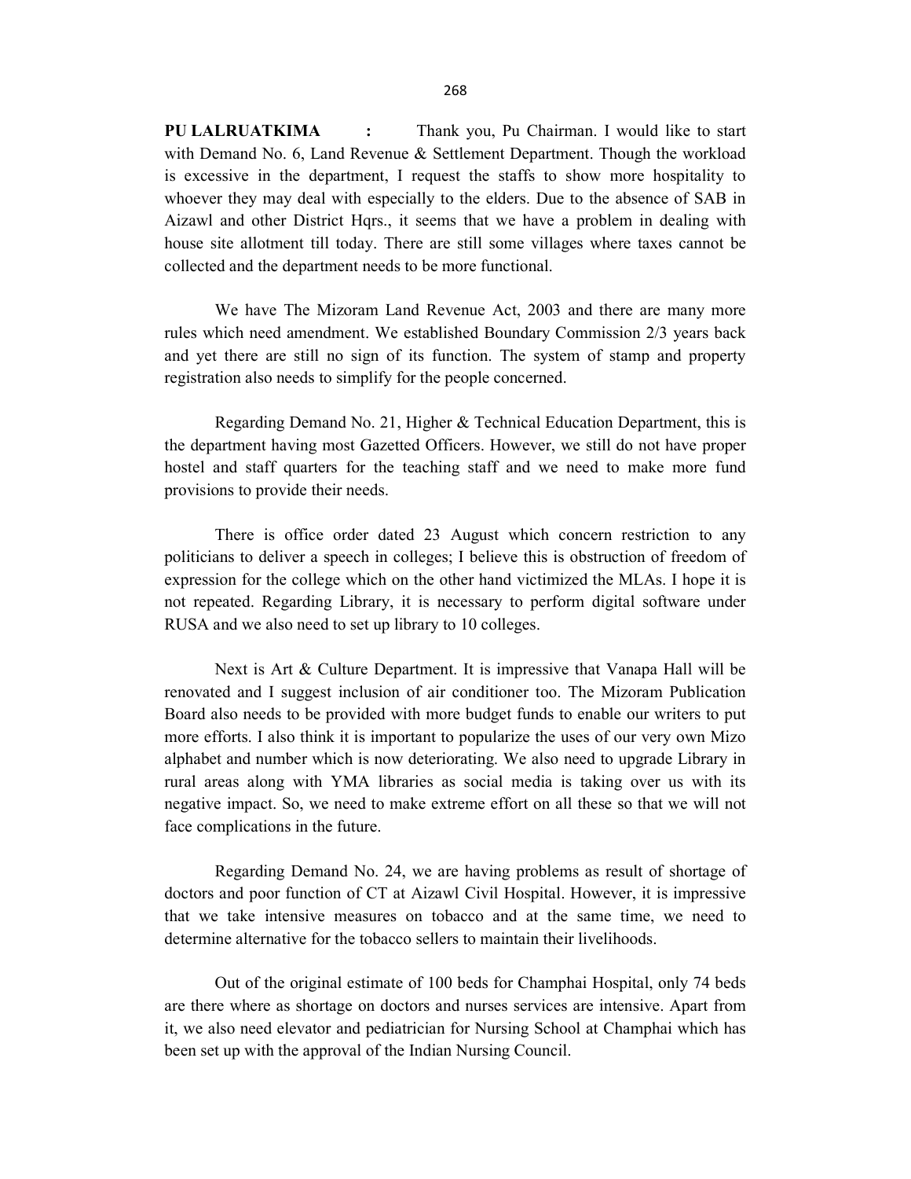**PU LALRUATKIMA :** Thank you, Pu Chairman. I would like to start with Demand No. 6, Land Revenue & Settlement Department. Though the workload is excessive in the department, I request the staffs to show more hospitality to whoever they may deal with especially to the elders. Due to the absence of SAB in Aizawl and other District Hqrs., it seems that we have a problem in dealing with house site allotment till today. There are still some villages where taxes cannot be collected and the department needs to be more functional.

We have The Mizoram Land Revenue Act, 2003 and there are many more rules which need amendment. We established Boundary Commission 2/3 years back and yet there are still no sign of its function. The system of stamp and property registration also needs to simplify for the people concerned.

Regarding Demand No. 21, Higher & Technical Education Department, this is the department having most Gazetted Officers. However, we still do not have proper hostel and staff quarters for the teaching staff and we need to make more fund provisions to provide their needs.

There is office order dated 23 August which concern restriction to any politicians to deliver a speech in colleges; I believe this is obstruction of freedom of expression for the college which on the other hand victimized the MLAs. I hope it is not repeated. Regarding Library, it is necessary to perform digital software under RUSA and we also need to set up library to 10 colleges.

Next is Art & Culture Department. It is impressive that Vanapa Hall will be renovated and I suggest inclusion of air conditioner too. The Mizoram Publication Board also needs to be provided with more budget funds to enable our writers to put more efforts. I also think it is important to popularize the uses of our very own Mizo alphabet and number which is now deteriorating. We also need to upgrade Library in rural areas along with YMA libraries as social media is taking over us with its negative impact. So, we need to make extreme effort on all these so that we will not face complications in the future.

Regarding Demand No. 24, we are having problems as result of shortage of doctors and poor function of CT at Aizawl Civil Hospital. However, it is impressive that we take intensive measures on tobacco and at the same time, we need to determine alternative for the tobacco sellers to maintain their livelihoods.

Out of the original estimate of 100 beds for Champhai Hospital, only 74 beds are there where as shortage on doctors and nurses services are intensive. Apart from it, we also need elevator and pediatrician for Nursing School at Champhai which has been set up with the approval of the Indian Nursing Council.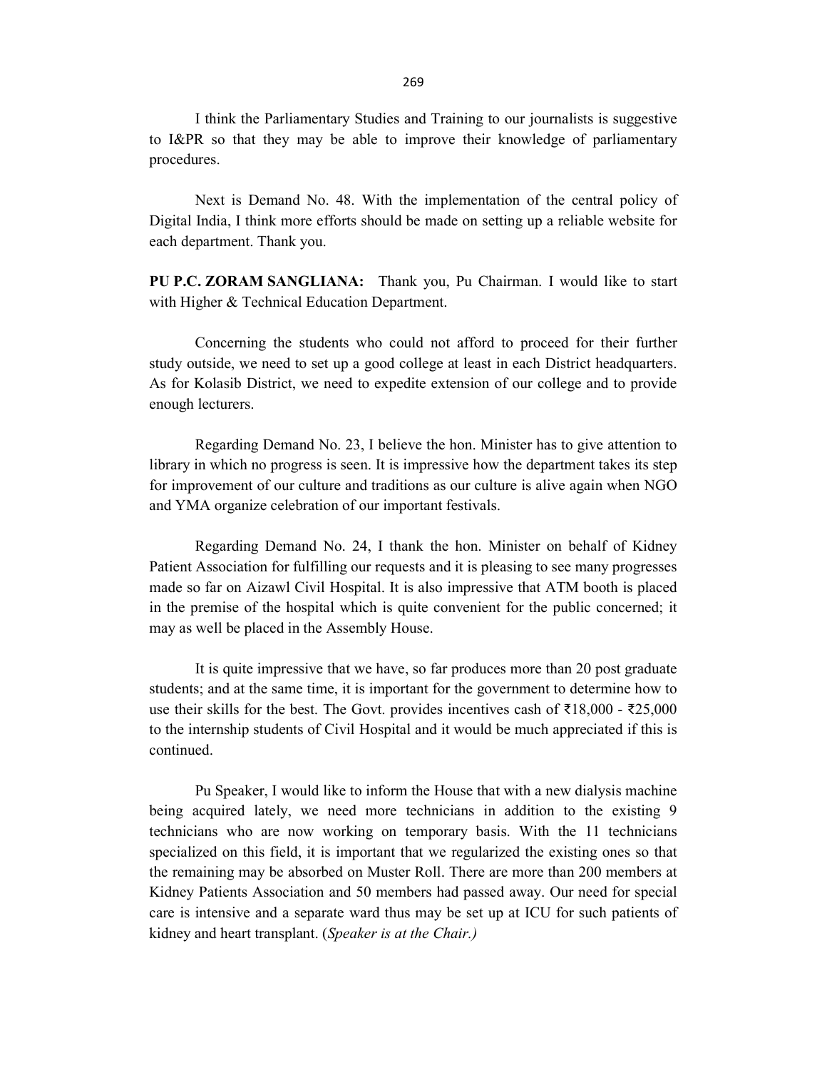I think the Parliamentary Studies and Training to our journalists is suggestive to I&PR so that they may be able to improve their knowledge of parliamentary procedures.

Next is Demand No. 48. With the implementation of the central policy of Digital India, I think more efforts should be made on setting up a reliable website for each department. Thank you.

**PU P.C. ZORAM SANGLIANA:** Thank you, Pu Chairman. I would like to start with Higher & Technical Education Department.

Concerning the students who could not afford to proceed for their further study outside, we need to set up a good college at least in each District headquarters. As for Kolasib District, we need to expedite extension of our college and to provide enough lecturers.

Regarding Demand No. 23, I believe the hon. Minister has to give attention to library in which no progress is seen. It is impressive how the department takes its step for improvement of our culture and traditions as our culture is alive again when NGO and YMA organize celebration of our important festivals.

Regarding Demand No. 24, I thank the hon. Minister on behalf of Kidney Patient Association for fulfilling our requests and it is pleasing to see many progresses made so far on Aizawl Civil Hospital. It is also impressive that ATM booth is placed in the premise of the hospital which is quite convenient for the public concerned; it may as well be placed in the Assembly House.

It is quite impressive that we have, so far produces more than 20 post graduate students; and at the same time, it is important for the government to determine how to use their skills for the best. The Govt. provides incentives cash of ₹18,000 - ₹25,000 to the internship students of Civil Hospital and it would be much appreciated if this is continued.

Pu Speaker, I would like to inform the House that with a new dialysis machine being acquired lately, we need more technicians in addition to the existing 9 technicians who are now working on temporary basis. With the 11 technicians specialized on this field, it is important that we regularized the existing ones so that the remaining may be absorbed on Muster Roll. There are more than 200 members at Kidney Patients Association and 50 members had passed away. Our need for special care is intensive and a separate ward thus may be set up at ICU for such patients of kidney and heart transplant. (*Speaker is at the Chair.)*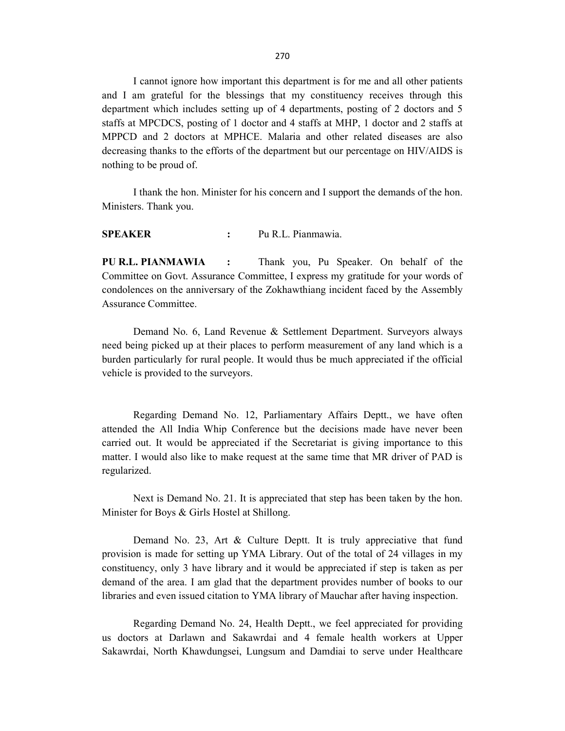I cannot ignore how important this department is for me and all other patients and I am grateful for the blessings that my constituency receives through this department which includes setting up of 4 departments, posting of 2 doctors and 5 staffs at MPCDCS, posting of 1 doctor and 4 staffs at MHP, 1 doctor and 2 staffs at MPPCD and 2 doctors at MPHCE. Malaria and other related diseases are also decreasing thanks to the efforts of the department but our percentage on HIV/AIDS is nothing to be proud of.

I thank the hon. Minister for his concern and I support the demands of the hon. Ministers. Thank you.

**SPEAKER** **:** Pu R.L. Pianmawia.

**PU R.L. PIANMAWIA** **:** Thank you, Pu Speaker. On behalf of the Committee on Govt. Assurance Committee, I express my gratitude for your words of condolences on the anniversary of the Zokhawthiang incident faced by the Assembly Assurance Committee.

Demand No. 6, Land Revenue & Settlement Department. Surveyors always need being picked up at their places to perform measurement of any land which is a burden particularly for rural people. It would thus be much appreciated if the official vehicle is provided to the surveyors.

Regarding Demand No. 12, Parliamentary Affairs Deptt., we have often attended the All India Whip Conference but the decisions made have never been carried out. It would be appreciated if the Secretariat is giving importance to this matter. I would also like to make request at the same time that MR driver of PAD is regularized.

Next is Demand No. 21. It is appreciated that step has been taken by the hon. Minister for Boys & Girls Hostel at Shillong.

Demand No. 23, Art & Culture Deptt. It is truly appreciative that fund provision is made for setting up YMA Library. Out of the total of 24 villages in my constituency, only 3 have library and it would be appreciated if step is taken as per demand of the area. I am glad that the department provides number of books to our libraries and even issued citation to YMA library of Mauchar after having inspection.

Regarding Demand No. 24, Health Deptt., we feel appreciated for providing us doctors at Darlawn and Sakawrdai and 4 female health workers at Upper Sakawrdai, North Khawdungsei, Lungsum and Damdiai to serve under Healthcare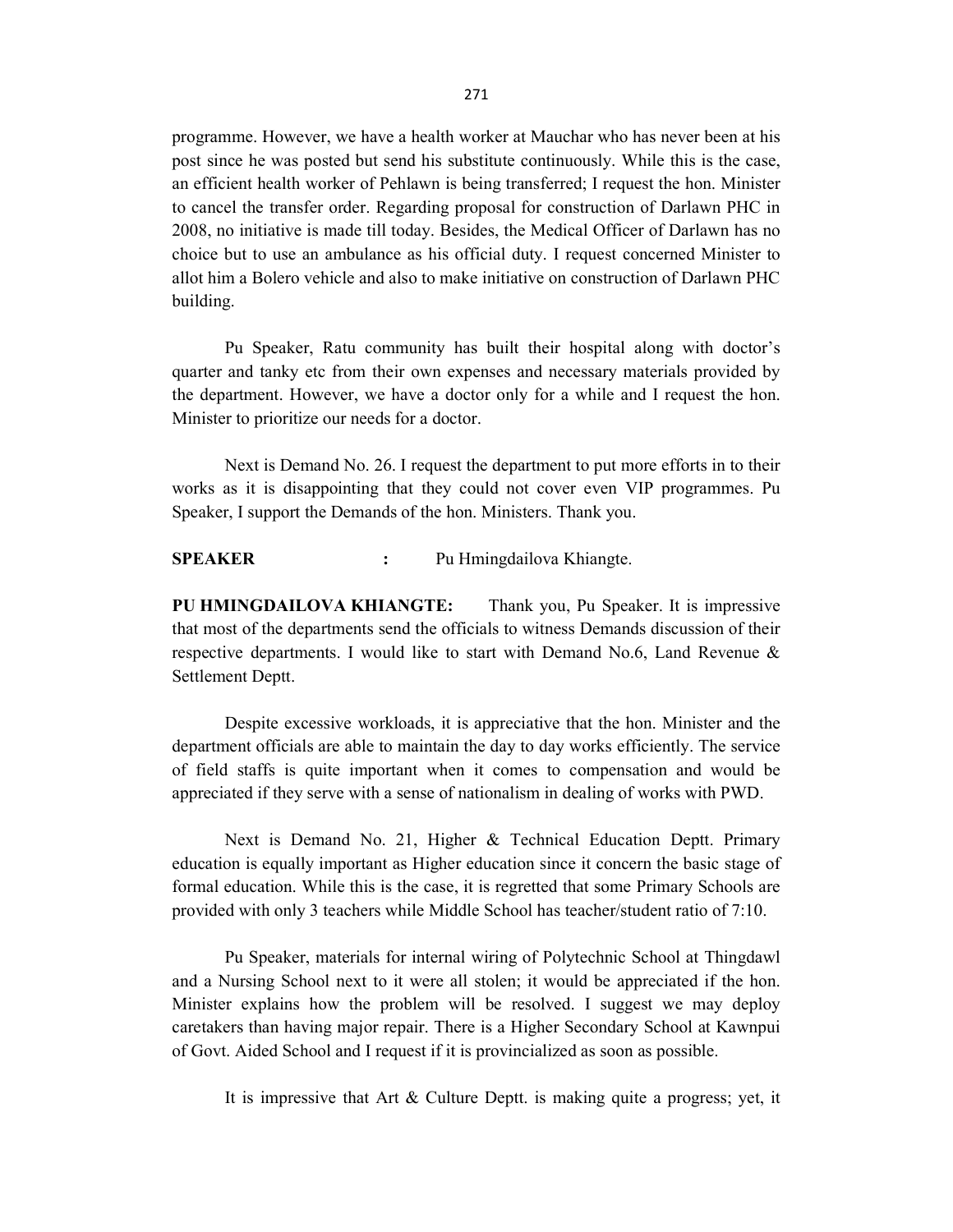programme. However, we have a health worker at Mauchar who has never been at his post since he was posted but send his substitute continuously. While this is the case, an efficient health worker of Pehlawn is being transferred; I request the hon. Minister to cancel the transfer order. Regarding proposal for construction of Darlawn PHC in 2008, no initiative is made till today. Besides, the Medical Officer of Darlawn has no choice but to use an ambulance as his official duty. I request concerned Minister to allot him a Bolero vehicle and also to make initiative on construction of Darlawn PHC building.

Pu Speaker, Ratu community has built their hospital along with doctor's quarter and tanky etc from their own expenses and necessary materials provided by the department. However, we have a doctor only for a while and I request the hon. Minister to prioritize our needs for a doctor.

Next is Demand No. 26. I request the department to put more efforts in to their works as it is disappointing that they could not cover even VIP programmes. Pu Speaker, I support the Demands of the hon. Ministers. Thank you.

**SPEAKER :** Pu Hmingdailova Khiangte.

**PU HMINGDAILOVA KHIANGTE:** Thank you, Pu Speaker. It is impressive that most of the departments send the officials to witness Demands discussion of their respective departments. I would like to start with Demand No.6, Land Revenue & Settlement Deptt.

Despite excessive workloads, it is appreciative that the hon. Minister and the department officials are able to maintain the day to day works efficiently. The service of field staffs is quite important when it comes to compensation and would be appreciated if they serve with a sense of nationalism in dealing of works with PWD.

Next is Demand No. 21, Higher & Technical Education Deptt. Primary education is equally important as Higher education since it concern the basic stage of formal education. While this is the case, it is regretted that some Primary Schools are provided with only 3 teachers while Middle School has teacher/student ratio of 7:10.

Pu Speaker, materials for internal wiring of Polytechnic School at Thingdawl and a Nursing School next to it were all stolen; it would be appreciated if the hon. Minister explains how the problem will be resolved. I suggest we may deploy caretakers than having major repair. There is a Higher Secondary School at Kawnpui of Govt. Aided School and I request if it is provincialized as soon as possible.

It is impressive that Art & Culture Deptt. is making quite a progress; yet, it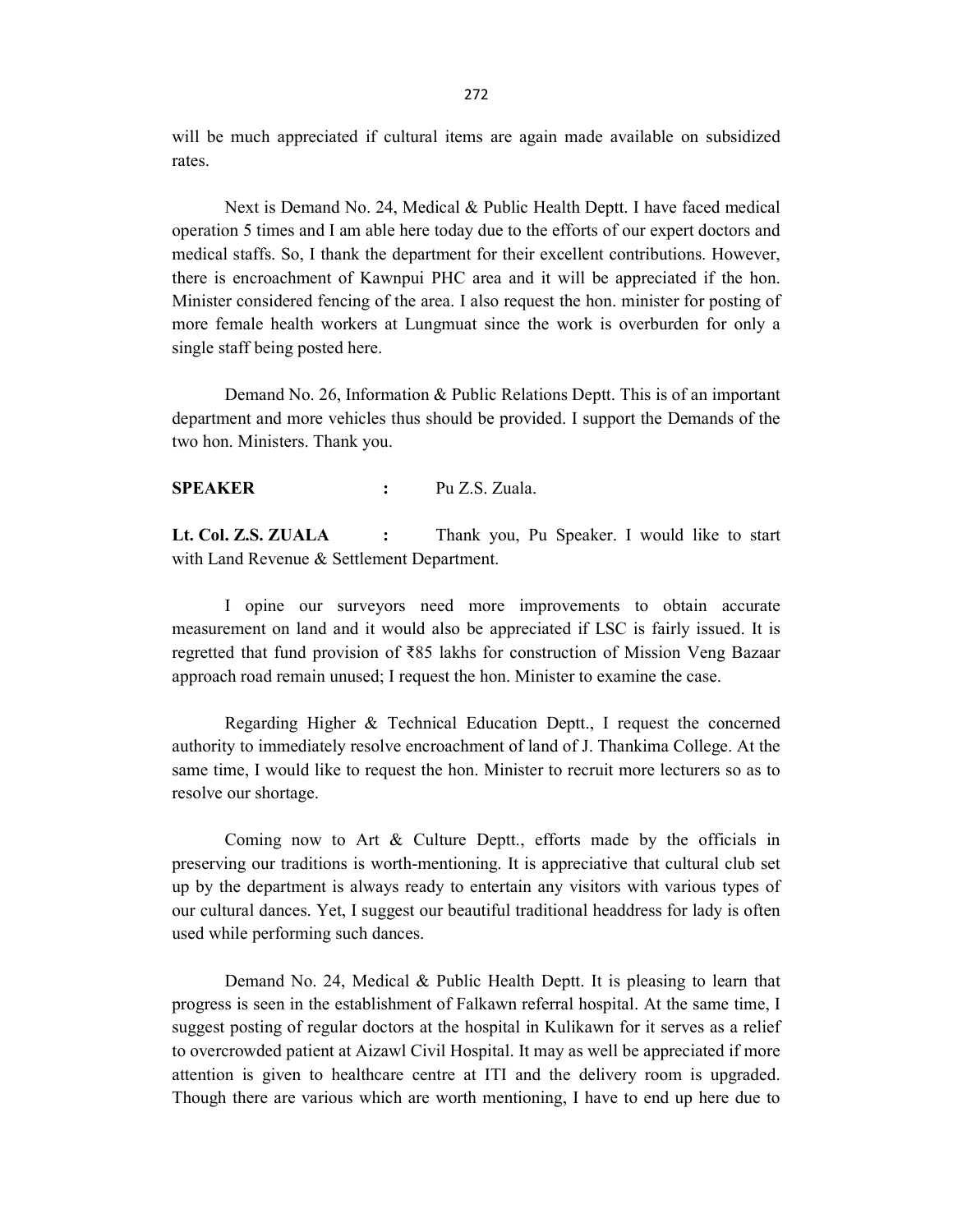will be much appreciated if cultural items are again made available on subsidized rates.

Next is Demand No. 24, Medical & Public Health Deptt. I have faced medical operation 5 times and I am able here today due to the efforts of our expert doctors and medical staffs. So, I thank the department for their excellent contributions. However, there is encroachment of Kawnpui PHC area and it will be appreciated if the hon. Minister considered fencing of the area. I also request the hon. minister for posting of more female health workers at Lungmuat since the work is overburden for only a single staff being posted here.

Demand No. 26, Information & Public Relations Deptt. This is of an important department and more vehicles thus should be provided. I support the Demands of the two hon. Ministers. Thank you.

**SPEAKER** : Pu Z.S. Zuala.

**Lt. Col. Z.S. ZUALA** : Thank you, Pu Speaker. I would like to start with Land Revenue & Settlement Department.

I opine our surveyors need more improvements to obtain accurate measurement on land and it would also be appreciated if LSC is fairly issued. It is regretted that fund provision of ₹85 lakhs for construction of Mission Veng Bazaar approach road remain unused; I request the hon. Minister to examine the case.

Regarding Higher & Technical Education Deptt., I request the concerned authority to immediately resolve encroachment of land of J. Thankima College. At the same time, I would like to request the hon. Minister to recruit more lecturers so as to resolve our shortage.

Coming now to Art & Culture Deptt., efforts made by the officials in preserving our traditions is worth-mentioning. It is appreciative that cultural club set up by the department is always ready to entertain any visitors with various types of our cultural dances. Yet, I suggest our beautiful traditional headdress for lady is often used while performing such dances.

Demand No. 24, Medical & Public Health Deptt. It is pleasing to learn that progress is seen in the establishment of Falkawn referral hospital. At the same time, I suggest posting of regular doctors at the hospital in Kulikawn for it serves as a relief to overcrowded patient at Aizawl Civil Hospital. It may as well be appreciated if more attention is given to healthcare centre at ITI and the delivery room is upgraded. Though there are various which are worth mentioning, I have to end up here due to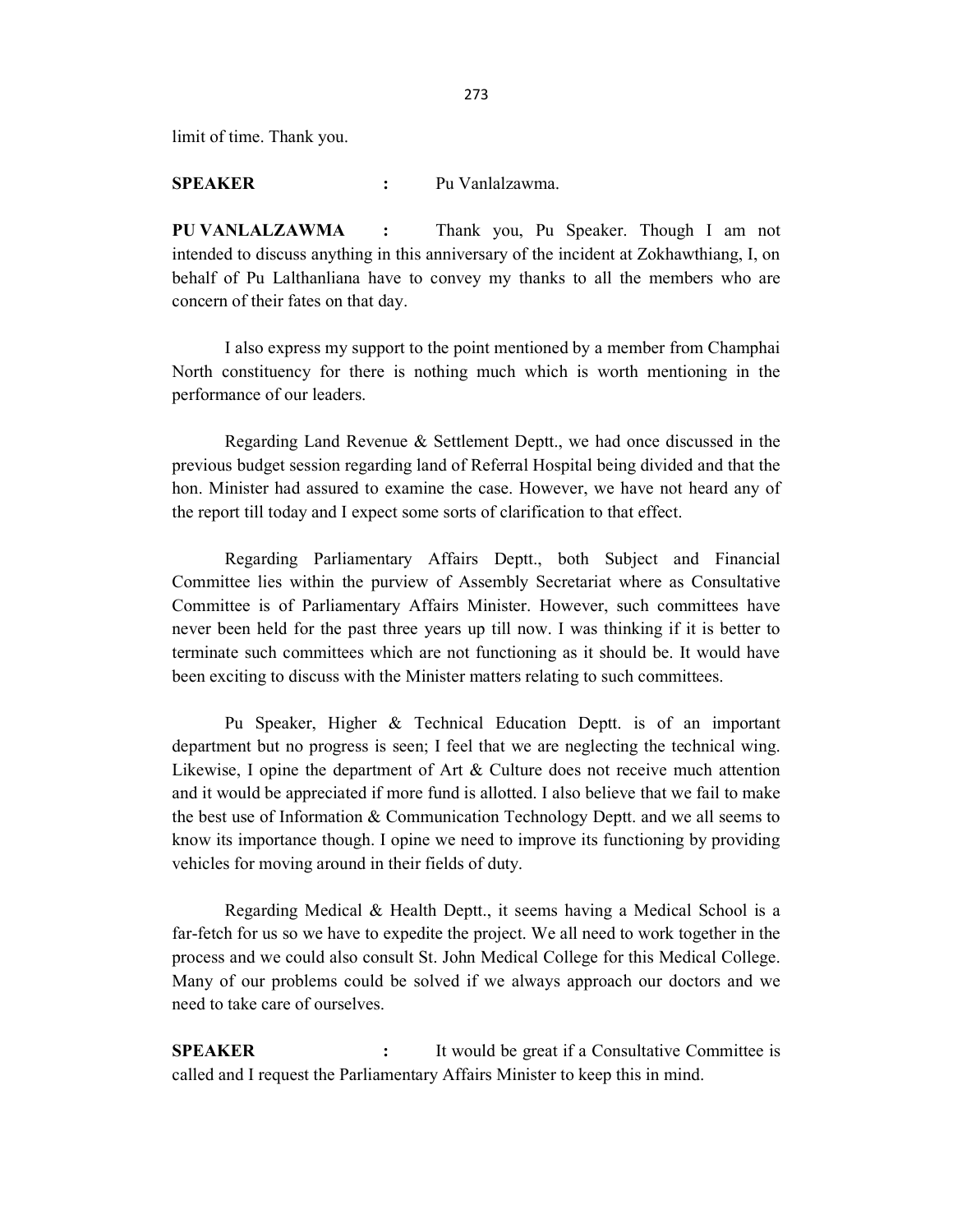limit of time. Thank you.

**SPEAKER** : Pu Vanlalzawma.

**PU VANLALZAWMA** : Thank you, Pu Speaker. Though I am not intended to discuss anything in this anniversary of the incident at Zokhawthiang, I, on behalf of Pu Lalthanliana have to convey my thanks to all the members who are concern of their fates on that day.

I also express my support to the point mentioned by a member from Champhai North constituency for there is nothing much which is worth mentioning in the performance of our leaders.

Regarding Land Revenue & Settlement Deptt., we had once discussed in the previous budget session regarding land of Referral Hospital being divided and that the hon. Minister had assured to examine the case. However, we have not heard any of the report till today and I expect some sorts of clarification to that effect.

Regarding Parliamentary Affairs Deptt., both Subject and Financial Committee lies within the purview of Assembly Secretariat where as Consultative Committee is of Parliamentary Affairs Minister. However, such committees have never been held for the past three years up till now. I was thinking if it is better to terminate such committees which are not functioning as it should be. It would have been exciting to discuss with the Minister matters relating to such committees.

Pu Speaker, Higher & Technical Education Deptt. is of an important department but no progress is seen; I feel that we are neglecting the technical wing. Likewise, I opine the department of Art & Culture does not receive much attention and it would be appreciated if more fund is allotted. I also believe that we fail to make the best use of Information & Communication Technology Deptt. and we all seems to know its importance though. I opine we need to improve its functioning by providing vehicles for moving around in their fields of duty.

Regarding Medical & Health Deptt., it seems having a Medical School is a far-fetch for us so we have to expedite the project. We all need to work together in the process and we could also consult St. John Medical College for this Medical College. Many of our problems could be solved if we always approach our doctors and we need to take care of ourselves.

**SPEAKER** : It would be great if a Consultative Committee is called and I request the Parliamentary Affairs Minister to keep this in mind.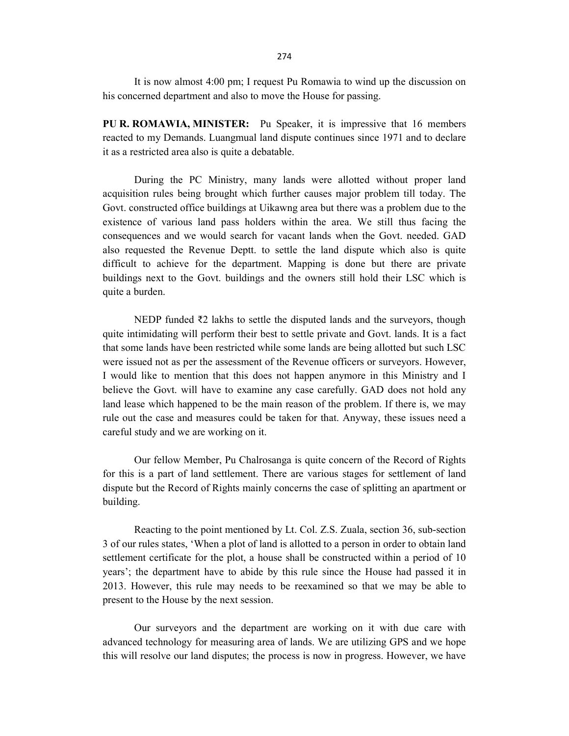It is now almost 4:00 pm; I request Pu Romawia to wind up the discussion on his concerned department and also to move the House for passing.

**PU R. ROMAWIA, MINISTER:** Pu Speaker, it is impressive that 16 members reacted to my Demands. Luangmual land dispute continues since 1971 and to declare it as a restricted area also is quite a debatable.

During the PC Ministry, many lands were allotted without proper land acquisition rules being brought which further causes major problem till today. The Govt. constructed office buildings at Uikawng area but there was a problem due to the existence of various land pass holders within the area. We still thus facing the consequences and we would search for vacant lands when the Govt. needed. GAD also requested the Revenue Deptt. to settle the land dispute which also is quite difficult to achieve for the department. Mapping is done but there are private buildings next to the Govt. buildings and the owners still hold their LSC which is quite a burden.

NEDP funded ₹2 lakhs to settle the disputed lands and the surveyors, though quite intimidating will perform their best to settle private and Govt. lands. It is a fact that some lands have been restricted while some lands are being allotted but such LSC were issued not as per the assessment of the Revenue officers or surveyors. However, I would like to mention that this does not happen anymore in this Ministry and I believe the Govt. will have to examine any case carefully. GAD does not hold any land lease which happened to be the main reason of the problem. If there is, we may rule out the case and measures could be taken for that. Anyway, these issues need a careful study and we are working on it.

Our fellow Member, Pu Chalrosanga is quite concern of the Record of Rights for this is a part of land settlement. There are various stages for settlement of land dispute but the Record of Rights mainly concerns the case of splitting an apartment or building.

Reacting to the point mentioned by Lt. Col. Z.S. Zuala, section 36, sub-section 3 of our rules states, 'When a plot of land is allotted to a person in order to obtain land settlement certificate for the plot, a house shall be constructed within a period of 10 years'; the department have to abide by this rule since the House had passed it in 2013. However, this rule may needs to be reexamined so that we may be able to present to the House by the next session.

Our surveyors and the department are working on it with due care with advanced technology for measuring area of lands. We are utilizing GPS and we hope this will resolve our land disputes; the process is now in progress. However, we have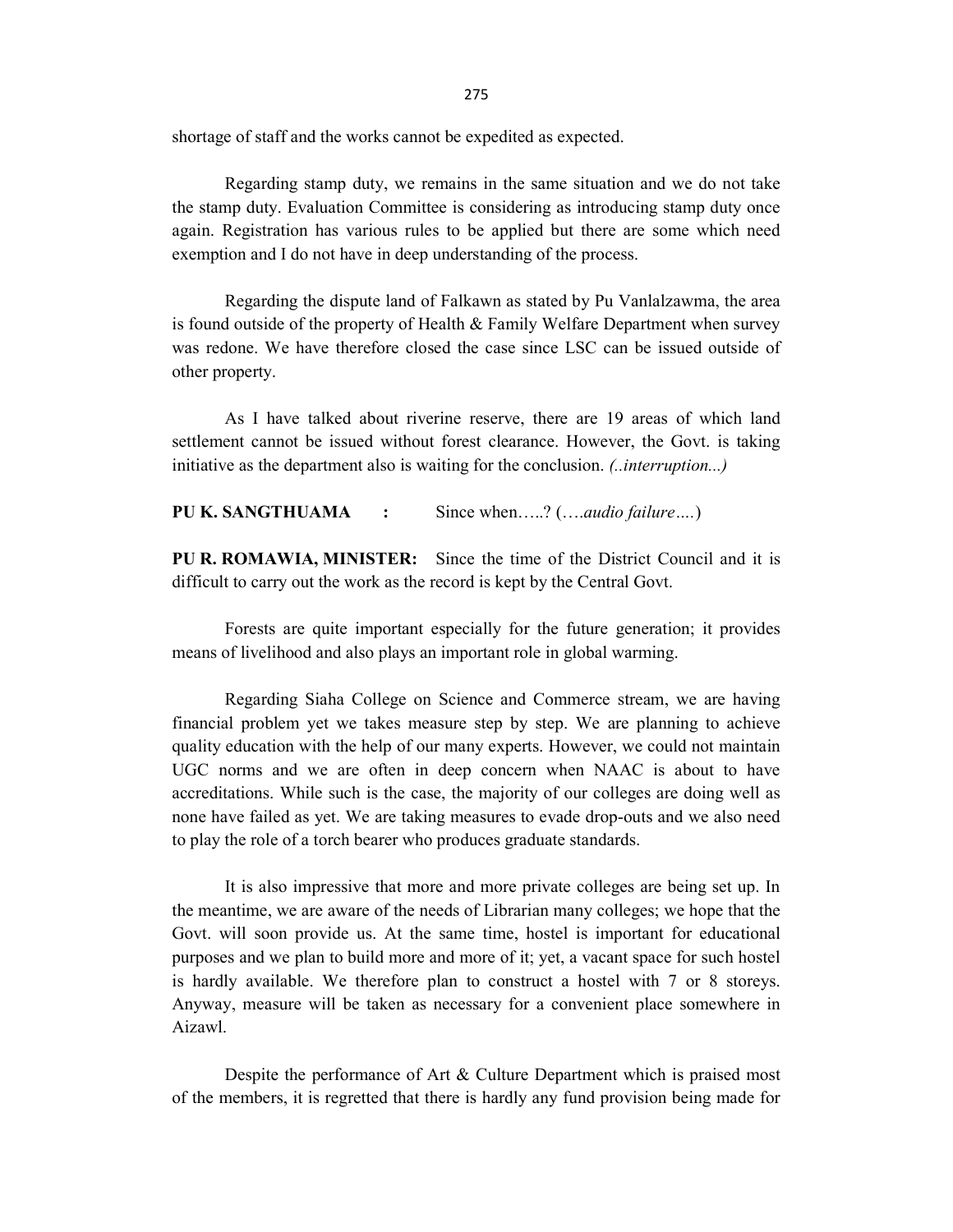shortage of staff and the works cannot be expedited as expected.

Regarding stamp duty, we remains in the same situation and we do not take the stamp duty. Evaluation Committee is considering as introducing stamp duty once again. Registration has various rules to be applied but there are some which need exemption and I do not have in deep understanding of the process.

Regarding the dispute land of Falkawn as stated by Pu Vanlalzawma, the area is found outside of the property of Health & Family Welfare Department when survey was redone. We have therefore closed the case since LSC can be issued outside of other property.

As I have talked about riverine reserve, there are 19 areas of which land settlement cannot be issued without forest clearance. However, the Govt. is taking initiative as the department also is waiting for the conclusion. *(..interruption...)*

**PU K. SANGTHUAMA :** Since when…..? (….*audio failure*….)

**PU R. ROMAWIA, MINISTER:** Since the time of the District Council and it is difficult to carry out the work as the record is kept by the Central Govt.

Forests are quite important especially for the future generation; it provides means of livelihood and also plays an important role in global warming.

Regarding Siaha College on Science and Commerce stream, we are having financial problem yet we takes measure step by step. We are planning to achieve quality education with the help of our many experts. However, we could not maintain UGC norms and we are often in deep concern when NAAC is about to have accreditations. While such is the case, the majority of our colleges are doing well as none have failed as yet. We are taking measures to evade drop-outs and we also need to play the role of a torch bearer who produces graduate standards.

It is also impressive that more and more private colleges are being set up. In the meantime, we are aware of the needs of Librarian many colleges; we hope that the Govt. will soon provide us. At the same time, hostel is important for educational purposes and we plan to build more and more of it; yet, a vacant space for such hostel is hardly available. We therefore plan to construct a hostel with 7 or 8 storeys. Anyway, measure will be taken as necessary for a convenient place somewhere in Aizawl.

Despite the performance of Art & Culture Department which is praised most of the members, it is regretted that there is hardly any fund provision being made for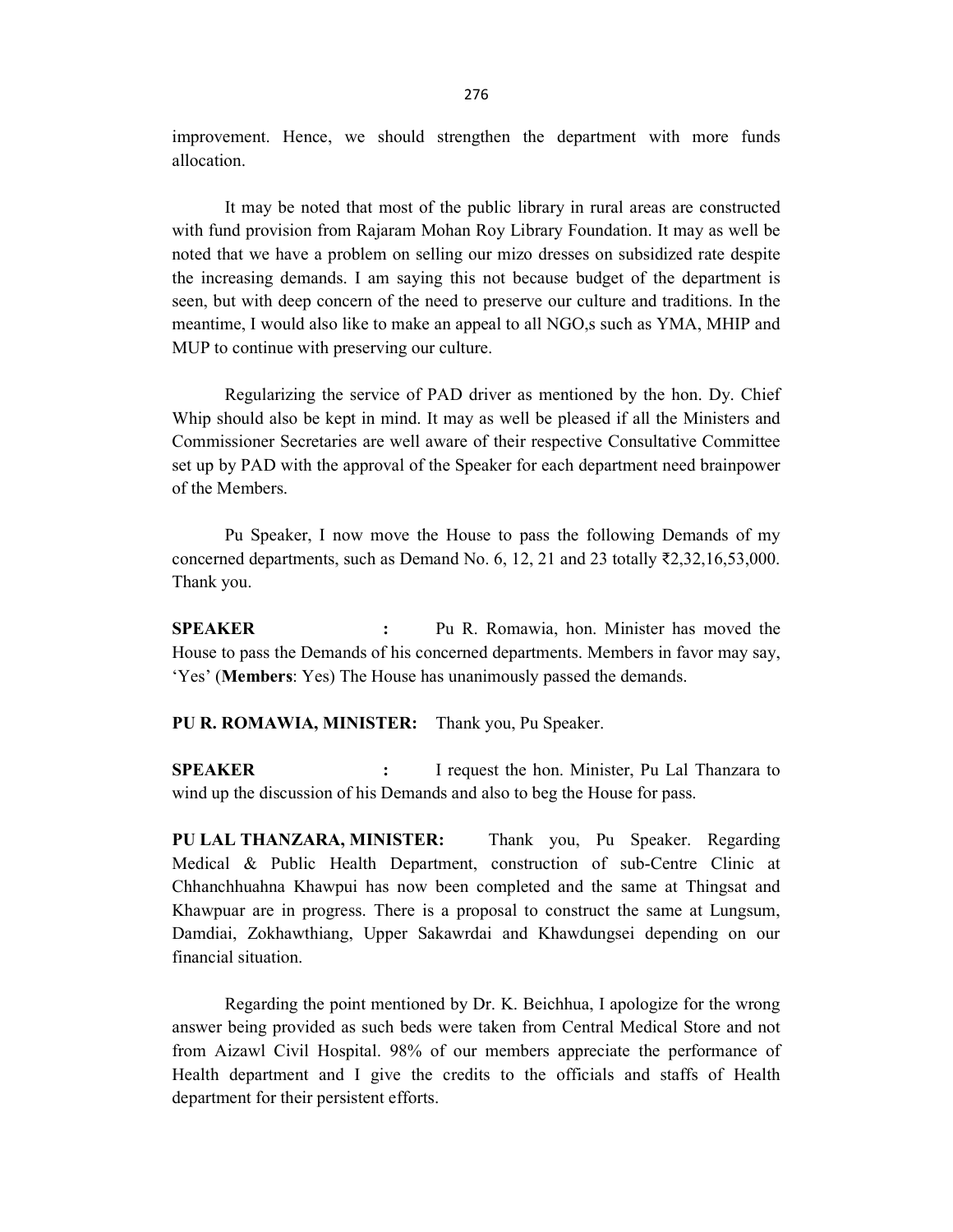improvement. Hence, we should strengthen the department with more funds allocation.

It may be noted that most of the public library in rural areas are constructed with fund provision from Rajaram Mohan Roy Library Foundation. It may as well be noted that we have a problem on selling our mizo dresses on subsidized rate despite the increasing demands. I am saying this not because budget of the department is seen, but with deep concern of the need to preserve our culture and traditions. In the meantime, I would also like to make an appeal to all NGO,s such as YMA, MHIP and MUP to continue with preserving our culture.

Regularizing the service of PAD driver as mentioned by the hon. Dy. Chief Whip should also be kept in mind. It may as well be pleased if all the Ministers and Commissioner Secretaries are well aware of their respective Consultative Committee set up by PAD with the approval of the Speaker for each department need brainpower of the Members.

Pu Speaker, I now move the House to pass the following Demands of my concerned departments, such as Demand No. 6, 12, 21 and 23 totally ₹2,32,16,53,000. Thank you.

**SPEAKER :** Pu R. Romawia, hon. Minister has moved the House to pass the Demands of his concerned departments. Members in favor may say, 'Yes' (**Members**: Yes) The House has unanimously passed the demands.

**PU R. ROMAWIA, MINISTER:** Thank you, Pu Speaker.

**SPEAKER :** I request the hon. Minister, Pu Lal Thanzara to wind up the discussion of his Demands and also to beg the House for pass.

**PU LAL THANZARA, MINISTER:** Thank you, Pu Speaker. Regarding Medical & Public Health Department, construction of sub-Centre Clinic at Chhanchhuahna Khawpui has now been completed and the same at Thingsat and Khawpuar are in progress. There is a proposal to construct the same at Lungsum, Damdiai, Zokhawthiang, Upper Sakawrdai and Khawdungsei depending on our financial situation.

Regarding the point mentioned by Dr. K. Beichhua, I apologize for the wrong answer being provided as such beds were taken from Central Medical Store and not from Aizawl Civil Hospital. 98% of our members appreciate the performance of Health department and I give the credits to the officials and staffs of Health department for their persistent efforts.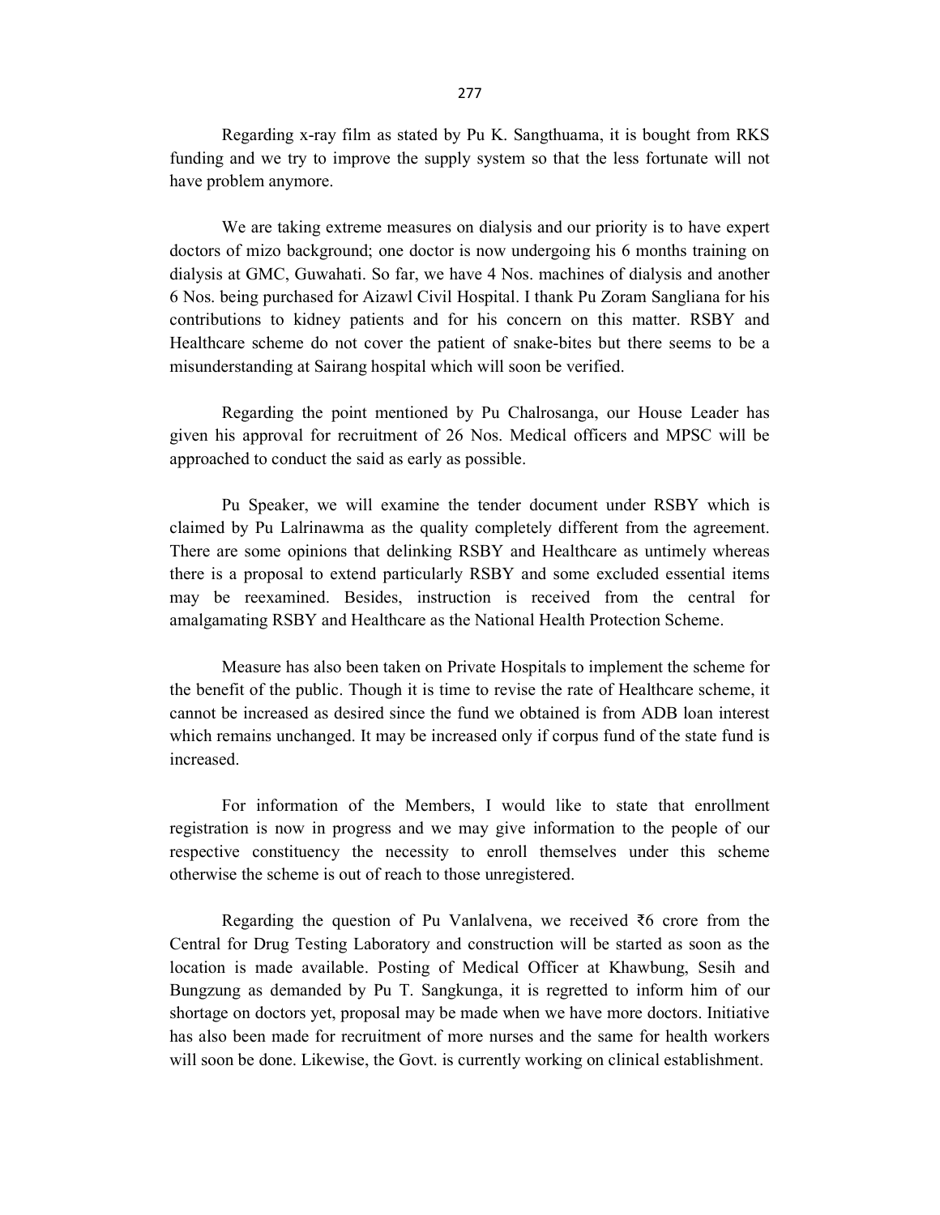Regarding x-ray film as stated by Pu K. Sangthuama, it is bought from RKS funding and we try to improve the supply system so that the less fortunate will not have problem anymore.

We are taking extreme measures on dialysis and our priority is to have expert doctors of mizo background; one doctor is now undergoing his 6 months training on dialysis at GMC, Guwahati. So far, we have 4 Nos. machines of dialysis and another 6 Nos. being purchased for Aizawl Civil Hospital. I thank Pu Zoram Sangliana for his contributions to kidney patients and for his concern on this matter. RSBY and Healthcare scheme do not cover the patient of snake-bites but there seems to be a misunderstanding at Sairang hospital which will soon be verified.

Regarding the point mentioned by Pu Chalrosanga, our House Leader has given his approval for recruitment of 26 Nos. Medical officers and MPSC will be approached to conduct the said as early as possible.

Pu Speaker, we will examine the tender document under RSBY which is claimed by Pu Lalrinawma as the quality completely different from the agreement. There are some opinions that delinking RSBY and Healthcare as untimely whereas there is a proposal to extend particularly RSBY and some excluded essential items may be reexamined. Besides, instruction is received from the central for amalgamating RSBY and Healthcare as the National Health Protection Scheme.

Measure has also been taken on Private Hospitals to implement the scheme for the benefit of the public. Though it is time to revise the rate of Healthcare scheme, it cannot be increased as desired since the fund we obtained is from ADB loan interest which remains unchanged. It may be increased only if corpus fund of the state fund is increased.

For information of the Members, I would like to state that enrollment registration is now in progress and we may give information to the people of our respective constituency the necessity to enroll themselves under this scheme otherwise the scheme is out of reach to those unregistered.

Regarding the question of Pu Vanlalvena, we received ₹6 crore from the Central for Drug Testing Laboratory and construction will be started as soon as the location is made available. Posting of Medical Officer at Khawbung, Sesih and Bungzung as demanded by Pu T. Sangkunga, it is regretted to inform him of our shortage on doctors yet, proposal may be made when we have more doctors. Initiative has also been made for recruitment of more nurses and the same for health workers will soon be done. Likewise, the Govt. is currently working on clinical establishment.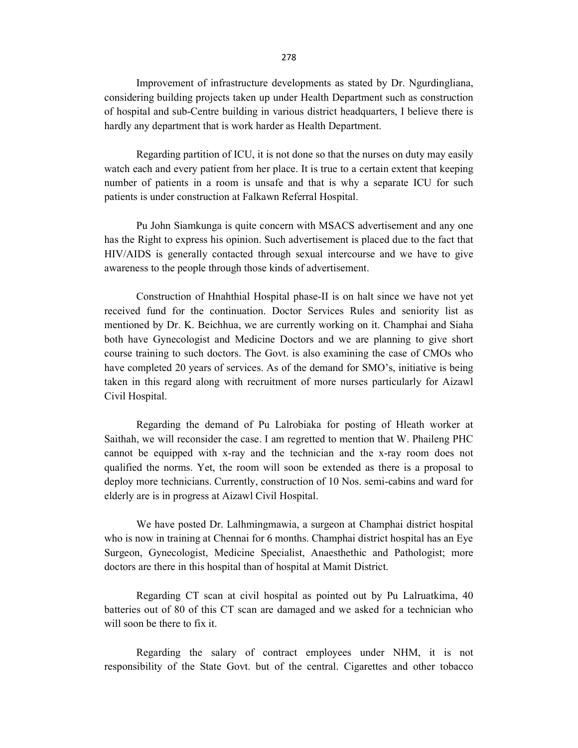Improvement of infrastructure developments as stated by Dr. Ngurdingliana, considering building projects taken up under Health Department such as construction of hospital and sub-Centre building in various district headquarters, I believe there is hardly any department that is work harder as Health Department.

Regarding partition of ICU, it is not done so that the nurses on duty may easily watch each and every patient from her place. It is true to a certain extent that keeping number of patients in a room is unsafe and that is why a separate ICU for such patients is under construction at Falkawn Referral Hospital.

Pu John Siamkunga is quite concern with MSACS advertisement and any one has the Right to express his opinion. Such advertisement is placed due to the fact that HIV/AIDS is generally contacted through sexual intercourse and we have to give awareness to the people through those kinds of advertisement.

Construction of Hnahthial Hospital phase-II is on halt since we have not yet received fund for the continuation. Doctor Services Rules and seniority list as mentioned by Dr. K. Beichhua, we are currently working on it. Champhai and Siaha both have Gynecologist and Medicine Doctors and we are planning to give short course training to such doctors. The Govt. is also examining the case of CMOs who have completed 20 years of services. As of the demand for SMO's, initiative is being taken in this regard along with recruitment of more nurses particularly for Aizawl Civil Hospital.

Regarding the demand of Pu Lalrobiaka for posting of Hleath worker at Saithah, we will reconsider the case. I am regretted to mention that W. Phaileng PHC cannot be equipped with x-ray and the technician and the x-ray room does not qualified the norms. Yet, the room will soon be extended as there is a proposal to deploy more technicians. Currently, construction of 10 Nos. semi-cabins and ward for elderly are is in progress at Aizawl Civil Hospital.

We have posted Dr. Lalhmingmawia, a surgeon at Champhai district hospital who is now in training at Chennai for 6 months. Champhai district hospital has an Eye Surgeon, Gynecologist, Medicine Specialist, Anaesthethic and Pathologist; more doctors are there in this hospital than of hospital at Mamit District.

Regarding CT scan at civil hospital as pointed out by Pu Lalruatkima, 40 batteries out of 80 of this CT scan are damaged and we asked for a technician who will soon be there to fix it.

Regarding the salary of contract employees under NHM, it is not responsibility of the State Govt. but of the central. Cigarettes and other tobacco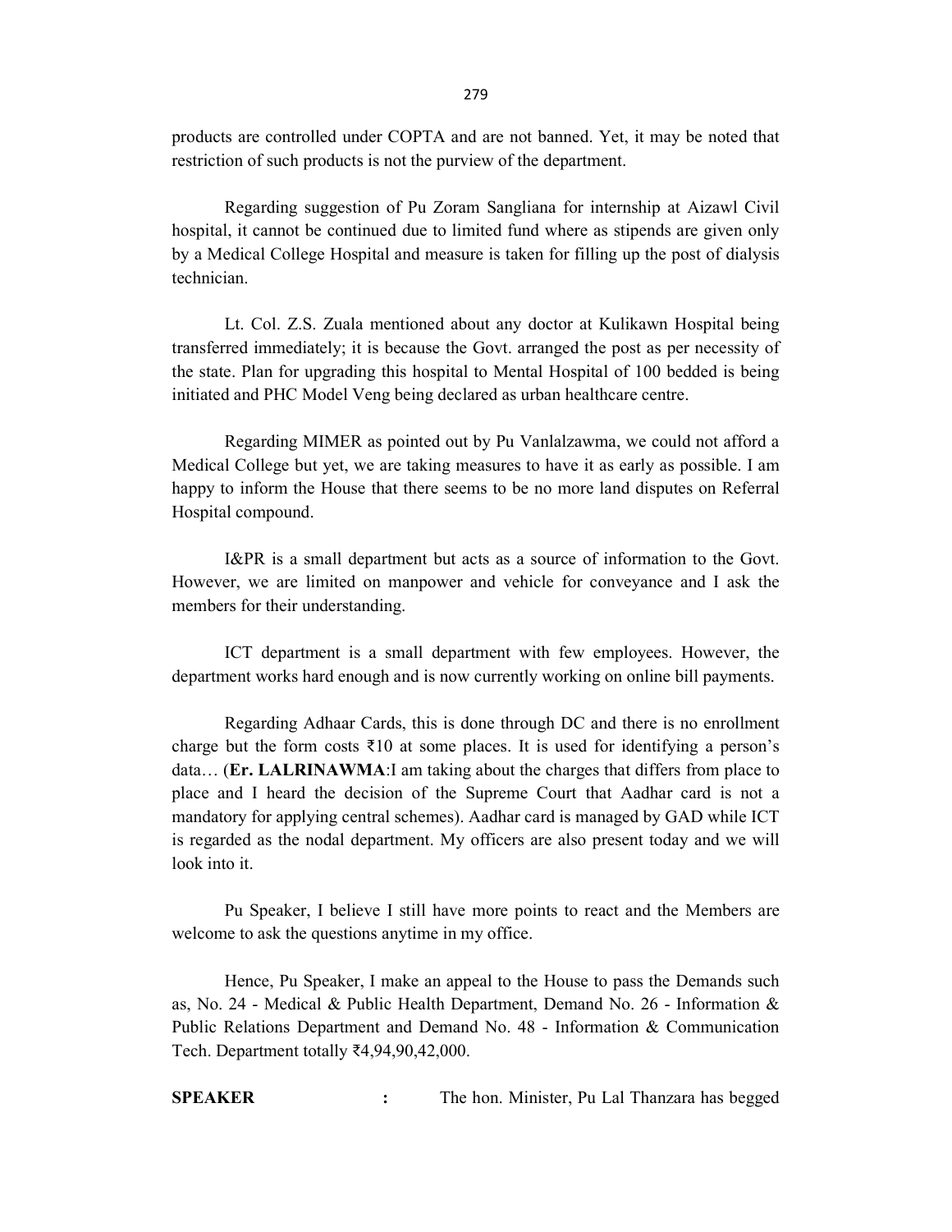products are controlled under COPTA and are not banned. Yet, it may be noted that restriction of such products is not the purview of the department.

Regarding suggestion of Pu Zoram Sangliana for internship at Aizawl Civil hospital, it cannot be continued due to limited fund where as stipends are given only by a Medical College Hospital and measure is taken for filling up the post of dialysis technician.

Lt. Col. Z.S. Zuala mentioned about any doctor at Kulikawn Hospital being transferred immediately; it is because the Govt. arranged the post as per necessity of the state. Plan for upgrading this hospital to Mental Hospital of 100 bedded is being initiated and PHC Model Veng being declared as urban healthcare centre.

Regarding MIMER as pointed out by Pu Vanlalzawma, we could not afford a Medical College but yet, we are taking measures to have it as early as possible. I am happy to inform the House that there seems to be no more land disputes on Referral Hospital compound.

I&PR is a small department but acts as a source of information to the Govt. However, we are limited on manpower and vehicle for conveyance and I ask the members for their understanding.

ICT department is a small department with few employees. However, the department works hard enough and is now currently working on online bill payments.

Regarding Adhaar Cards, this is done through DC and there is no enrollment charge but the form costs ₹10 at some places. It is used for identifying a person's data… (**Er. LALRINAWMA**:I am taking about the charges that differs from place to place and I heard the decision of the Supreme Court that Aadhar card is not a mandatory for applying central schemes). Aadhar card is managed by GAD while ICT is regarded as the nodal department. My officers are also present today and we will look into it.

Pu Speaker, I believe I still have more points to react and the Members are welcome to ask the questions anytime in my office.

Hence, Pu Speaker, I make an appeal to the House to pass the Demands such as, No. 24 - Medical & Public Health Department, Demand No. 26 - Information & Public Relations Department and Demand No. 48 - Information & Communication Tech. Department totally ₹4,94,90,42,000.

**SPEAKER** : The hon. Minister, Pu Lal Thanzara has begged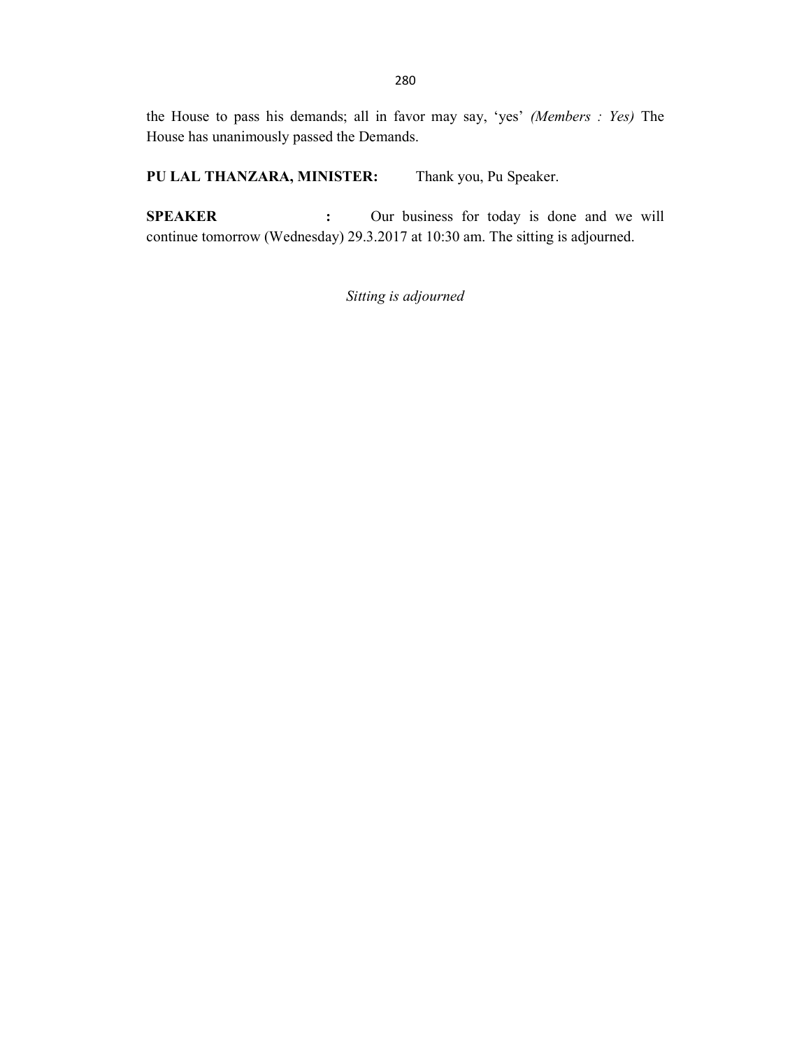the House to pass his demands; all in favor may say, 'yes' *(Members : Yes)* The House has unanimously passed the Demands.

**PU LAL THANZARA, MINISTER:** Thank you, Pu Speaker.

**SPEAKER :** Our business for today is done and we will continue tomorrow (Wednesday) 29.3.2017 at 10:30 am. The sitting is adjourned.

*Sitting is adjourned*